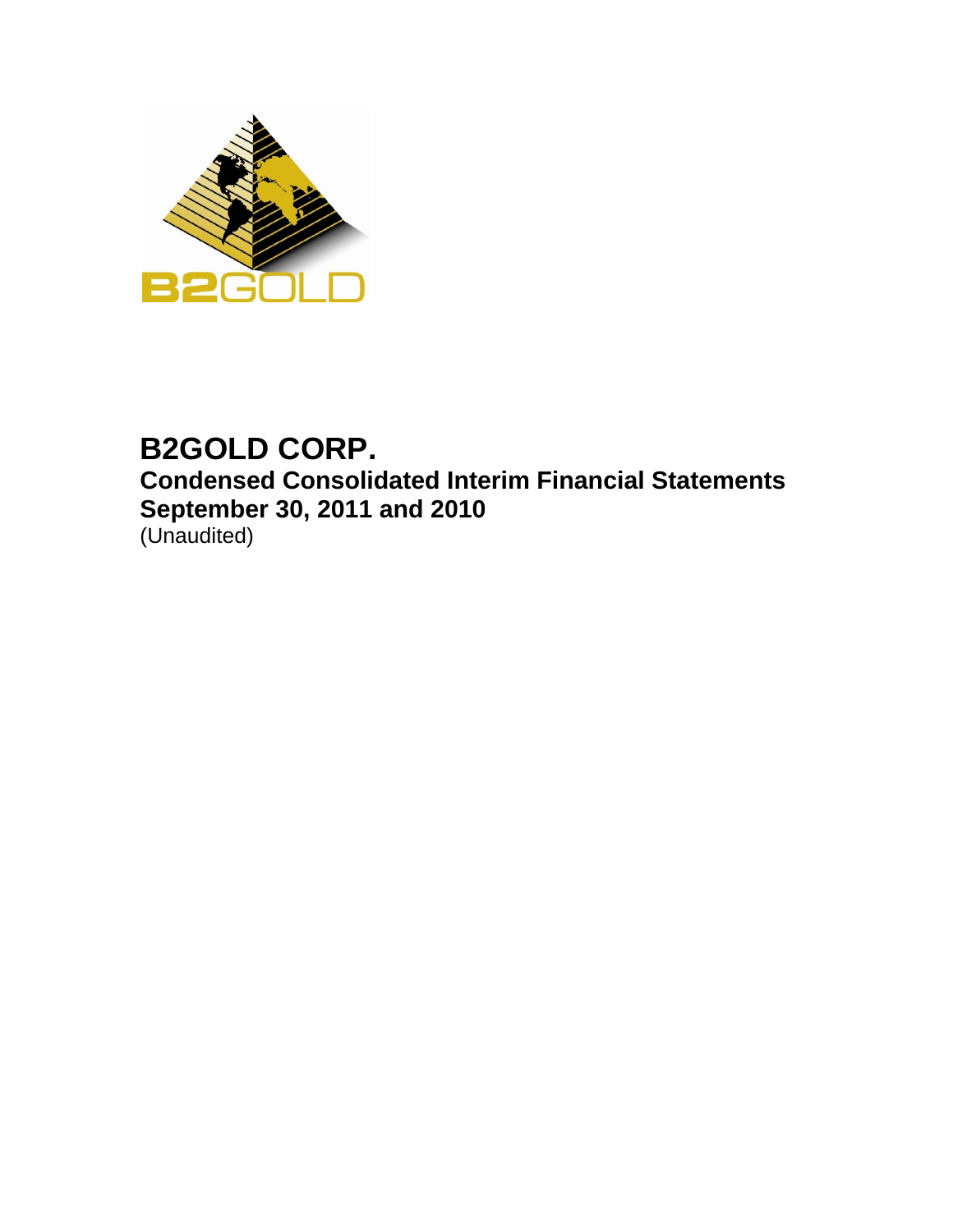# B2GOLD CORP.

## Condensed Consolidated Interim Financial Statements
## September 30, 2011 and 2010

(Unaudited)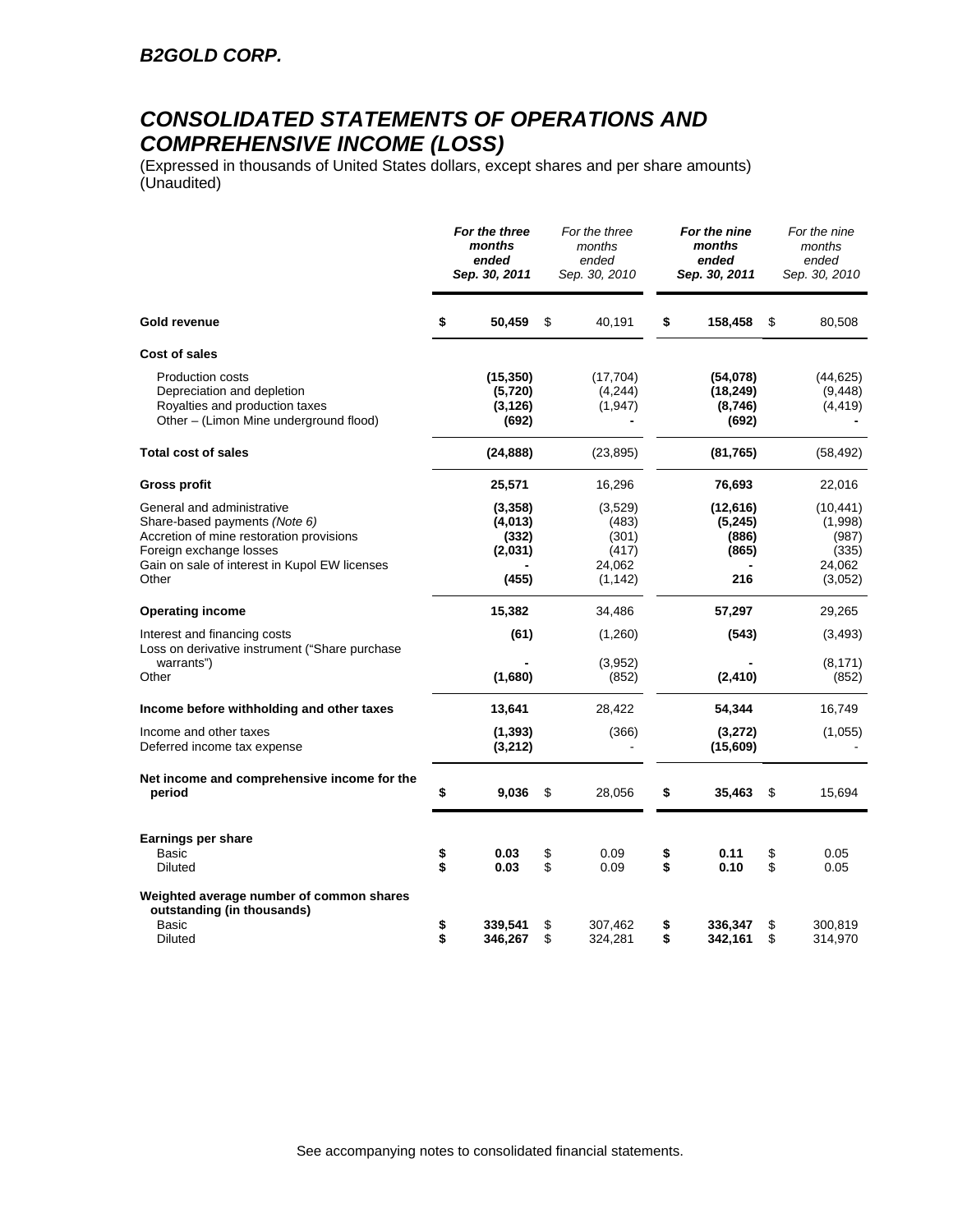## B2GOLD CORP.

# *CONSOLIDATED STATEMENTS OF OPERATIONS AND COMPREHENSIVE INCOME (LOSS)*

(Expressed in thousands of United States dollars, except shares and per share amounts)
(Unaudited)

| | ***For the three months ended Sep. 30, 2011*** | *For the three months ended Sep. 30, 2010* | ***For the nine months ended Sep. 30, 2011*** | *For the nine months ended Sep. 30, 2010* |
|---|---|---|---|---|
| **Gold revenue** | **$ 50,459** | $ 40,191 | **$ 158,458** | $ 80,508 |
| **Cost of sales** | | | | |
| Production costs | **(15,350)** | (17,704) | **(54,078)** | (44,625) |
| Depreciation and depletion | **(5,720)** | (4,244) | **(18,249)** | (9,448) |
| Royalties and production taxes | **(3,126)** | (1,947) | **(8,746)** | (4,419) |
| Other – (Limon Mine underground flood) | **(692)** | - | **(692)** | - |
| **Total cost of sales** | **(24,888)** | (23,895) | **(81,765)** | (58,492) |
| **Gross profit** | **25,571** | 16,296 | **76,693** | 22,016 |
| General and administrative | **(3,358)** | (3,529) | **(12,616)** | (10,441) |
| Share-based payments *(Note 6)* | **(4,013)** | (483) | **(5,245)** | (1,998) |
| Accretion of mine restoration provisions | **(332)** | (301) | **(886)** | (987) |
| Foreign exchange losses | **(2,031)** | (417) | **(865)** | (335) |
| Gain on sale of interest in Kupol EW licenses | **-** | 24,062 | **-** | 24,062 |
| Other | **(455)** | (1,142) | **216** | (3,052) |
| **Operating income** | **15,382** | 34,486 | **57,297** | 29,265 |
| Interest and financing costs | **(61)** | (1,260) | **(543)** | (3,493) |
| Loss on derivative instrument ("Share purchase warrants") | **-** | (3,952) | **-** | (8,171) |
| Other | **(1,680)** | (852) | **(2,410)** | (852) |
| **Income before withholding and other taxes** | **13,641** | 28,422 | **54,344** | 16,749 |
| Income and other taxes | **(1,393)** | (366) | **(3,272)** | (1,055) |
| Deferred income tax expense | **(3,212)** | - | **(15,609)** | - |
| **Net income and comprehensive income for the period** | **$ 9,036** | $ 28,056 | **$ 35,463** | $ 15,694 |
| **Earnings per share** | | | | |
| Basic | **$ 0.03** | $ 0.09 | **$ 0.11** | $ 0.05 |
| Diluted | **$ 0.03** | $ 0.09 | **$ 0.10** | $ 0.05 |
| **Weighted average number of common shares outstanding (in thousands)** | | | | |
| Basic | **$ 339,541** | $ 307,462 | **$ 336,347** | $ 300,819 |
| Diluted | **$ 346,267** | $ 324,281 | **$ 342,161** | $ 314,970 |

See accompanying notes to consolidated financial statements.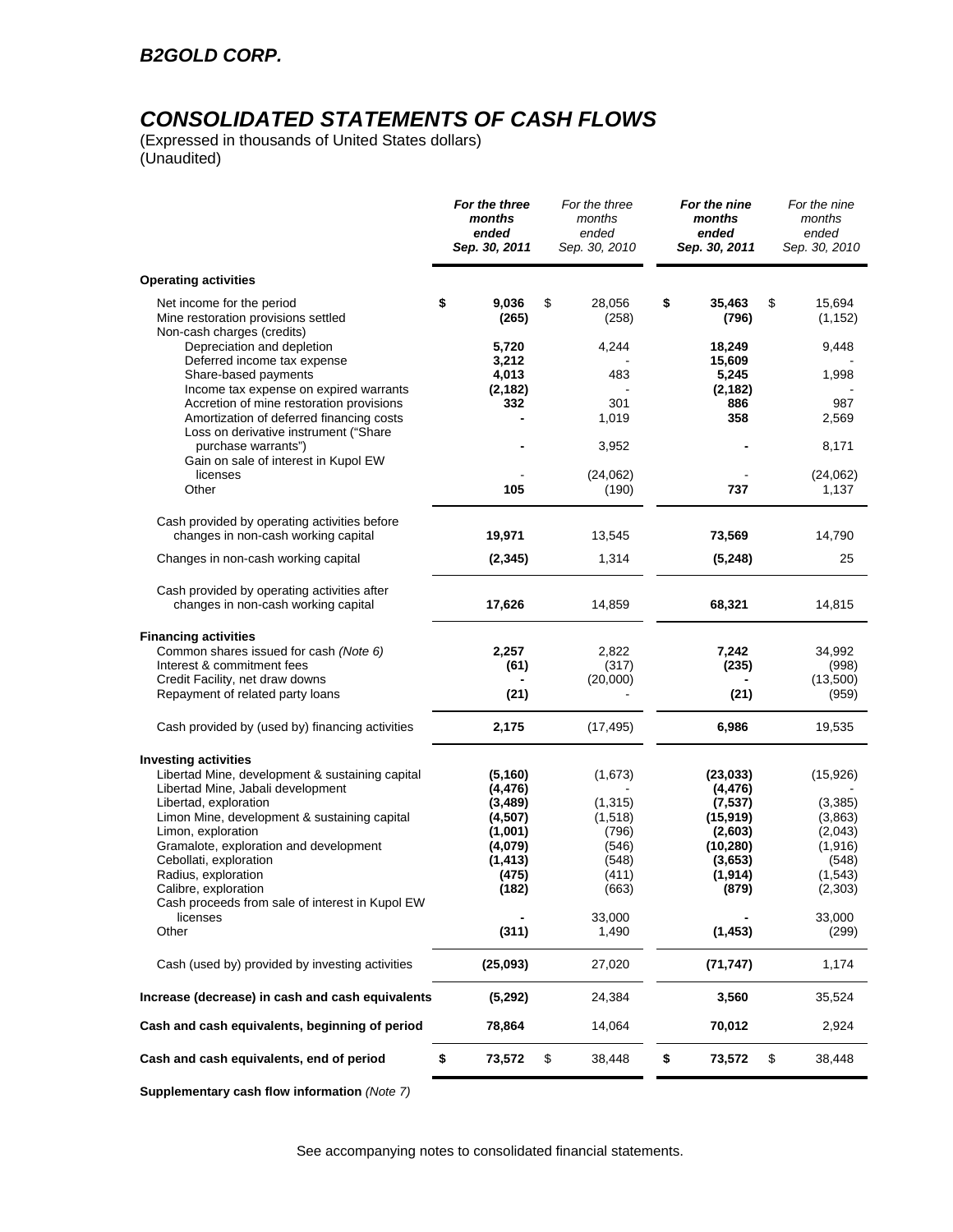## B2GOLD CORP.

# CONSOLIDATED STATEMENTS OF CASH FLOWS

(Expressed in thousands of United States dollars)
(Unaudited)

| | ***For the three months ended Sep. 30, 2011*** | *For the three months ended Sep. 30, 2010* | ***For the nine months ended Sep. 30, 2011*** | *For the nine months ended Sep. 30, 2010* |
|---|---|---|---|---|
| **Operating activities** | | | | |
| Net income for the period | **$ 9,036** | $ 28,056 | **$ 35,463** | $ 15,694 |
| Mine restoration provisions settled | **(265)** | (258) | **(796)** | (1,152) |
| Non-cash charges (credits) | | | | |
| Depreciation and depletion | **5,720** | 4,244 | **18,249** | 9,448 |
| Deferred income tax expense | **3,212** | - | **15,609** | - |
| Share-based payments | **4,013** | 483 | **5,245** | 1,998 |
| Income tax expense on expired warrants | **(2,182)** | - | **(2,182)** | - |
| Accretion of mine restoration provisions | **332** | 301 | **886** | 987 |
| Amortization of deferred financing costs | **-** | 1,019 | **358** | 2,569 |
| Loss on derivative instrument ("Share purchase warrants") | **-** | 3,952 | **-** | 8,171 |
| Gain on sale of interest in Kupol EW licenses | - | (24,062) | - | (24,062) |
| Other | **105** | (190) | **737** | 1,137 |
| Cash provided by operating activities before changes in non-cash working capital | **19,971** | 13,545 | **73,569** | 14,790 |
| Changes in non-cash working capital | **(2,345)** | 1,314 | **(5,248)** | 25 |
| Cash provided by operating activities after changes in non-cash working capital | **17,626** | 14,859 | **68,321** | 14,815 |
| **Financing activities** | | | | |
| Common shares issued for cash *(Note 6)* | **2,257** | 2,822 | **7,242** | 34,992 |
| Interest & commitment fees | **(61)** | (317) | **(235)** | (998) |
| Credit Facility, net draw downs | **-** | (20,000) | **-** | (13,500) |
| Repayment of related party loans | **(21)** | - | **(21)** | (959) |
| Cash provided by (used by) financing activities | **2,175** | (17,495) | **6,986** | 19,535 |
| **Investing activities** | | | | |
| Libertad Mine, development & sustaining capital | **(5,160)** | (1,673) | **(23,033)** | (15,926) |
| Libertad Mine, Jabali development | **(4,476)** | - | **(4,476)** | - |
| Libertad, exploration | **(3,489)** | (1,315) | **(7,537)** | (3,385) |
| Limon Mine, development & sustaining capital | **(4,507)** | (1,518) | **(15,919)** | (3,863) |
| Limon, exploration | **(1,001)** | (796) | **(2,603)** | (2,043) |
| Gramalote, exploration and development | **(4,079)** | (546) | **(10,280)** | (1,916) |
| Cebollati, exploration | **(1,413)** | (548) | **(3,653)** | (548) |
| Radius, exploration | **(475)** | (411) | **(1,914)** | (1,543) |
| Calibre, exploration | **(182)** | (663) | **(879)** | (2,303) |
| Cash proceeds from sale of interest in Kupol EW licenses | **-** | 33,000 | **-** | 33,000 |
| Other | **(311)** | 1,490 | **(1,453)** | (299) |
| Cash (used by) provided by investing activities | **(25,093)** | 27,020 | **(71,747)** | 1,174 |
| **Increase (decrease) in cash and cash equivalents** | **(5,292)** | 24,384 | **3,560** | 35,524 |
| **Cash and cash equivalents, beginning of period** | **78,864** | 14,064 | **70,012** | 2,924 |
| **Cash and cash equivalents, end of period** | **$ 73,572** | $ 38,448 | **$ 73,572** | $ 38,448 |

**Supplementary cash flow information** *(Note 7)*

See accompanying notes to consolidated financial statements.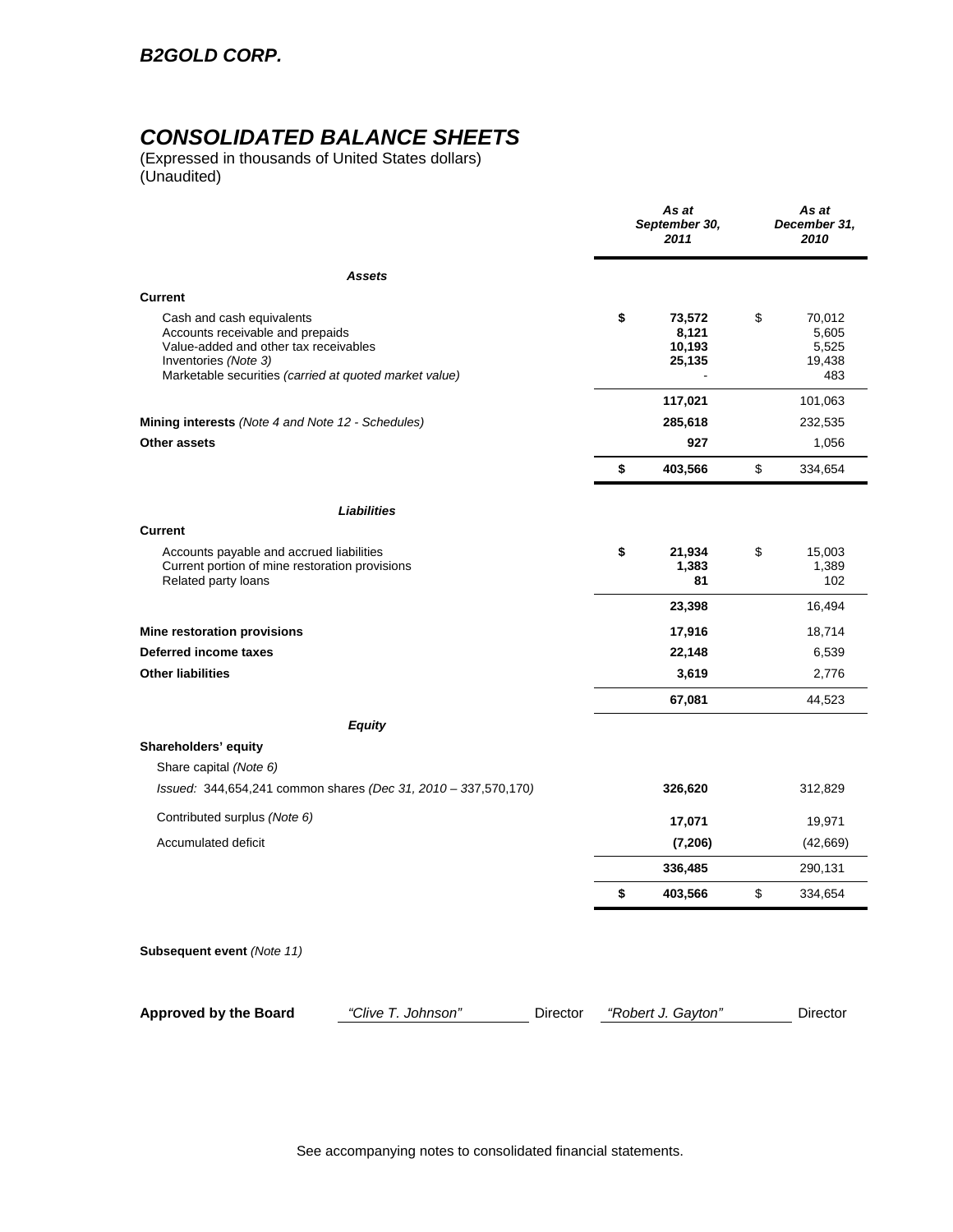## B2GOLD CORP.

# CONSOLIDATED BALANCE SHEETS

(Expressed in thousands of United States dollars)
(Unaudited)

| | As at September 30, 2011 | As at December 31, 2010 |
|---|---|---|
| ***Assets*** | | |
| **Current** | | |
| Cash and cash equivalents | **$ 73,572** | $ 70,012 |
| Accounts receivable and prepaids | **8,121** | 5,605 |
| Value-added and other tax receivables | **10,193** | 5,525 |
| Inventories *(Note 3)* | **25,135** | 19,438 |
| Marketable securities *(carried at quoted market value)* | **-** | 483 |
| | **117,021** | 101,063 |
| **Mining interests** *(Note 4 and Note 12 - Schedules)* | **285,618** | 232,535 |
| **Other assets** | **927** | 1,056 |
| | **$ 403,566** | $ 334,654 |
| ***Liabilities*** | | |
| **Current** | | |
| Accounts payable and accrued liabilities | **$ 21,934** | $ 15,003 |
| Current portion of mine restoration provisions | **1,383** | 1,389 |
| Related party loans | **81** | 102 |
| | **23,398** | 16,494 |
| **Mine restoration provisions** | **17,916** | 18,714 |
| **Deferred income taxes** | **22,148** | 6,539 |
| **Other liabilities** | **3,619** | 2,776 |
| | **67,081** | 44,523 |
| ***Equity*** | | |
| **Shareholders' equity** | | |
| Share capital *(Note 6)* | | |
| *Issued:* 344,654,241 common shares *(Dec 31, 2010 – 337,570,170)* | **326,620** | 312,829 |
| Contributed surplus *(Note 6)* | **17,071** | 19,971 |
| Accumulated deficit | **(7,206)** | (42,669) |
| | **336,485** | 290,131 |
| | **$ 403,566** | $ 334,654 |

**Subsequent event** *(Note 11)*

**Approved by the Board** *"Clive T. Johnson"* Director *"Robert J. Gayton"* Director

See accompanying notes to consolidated financial statements.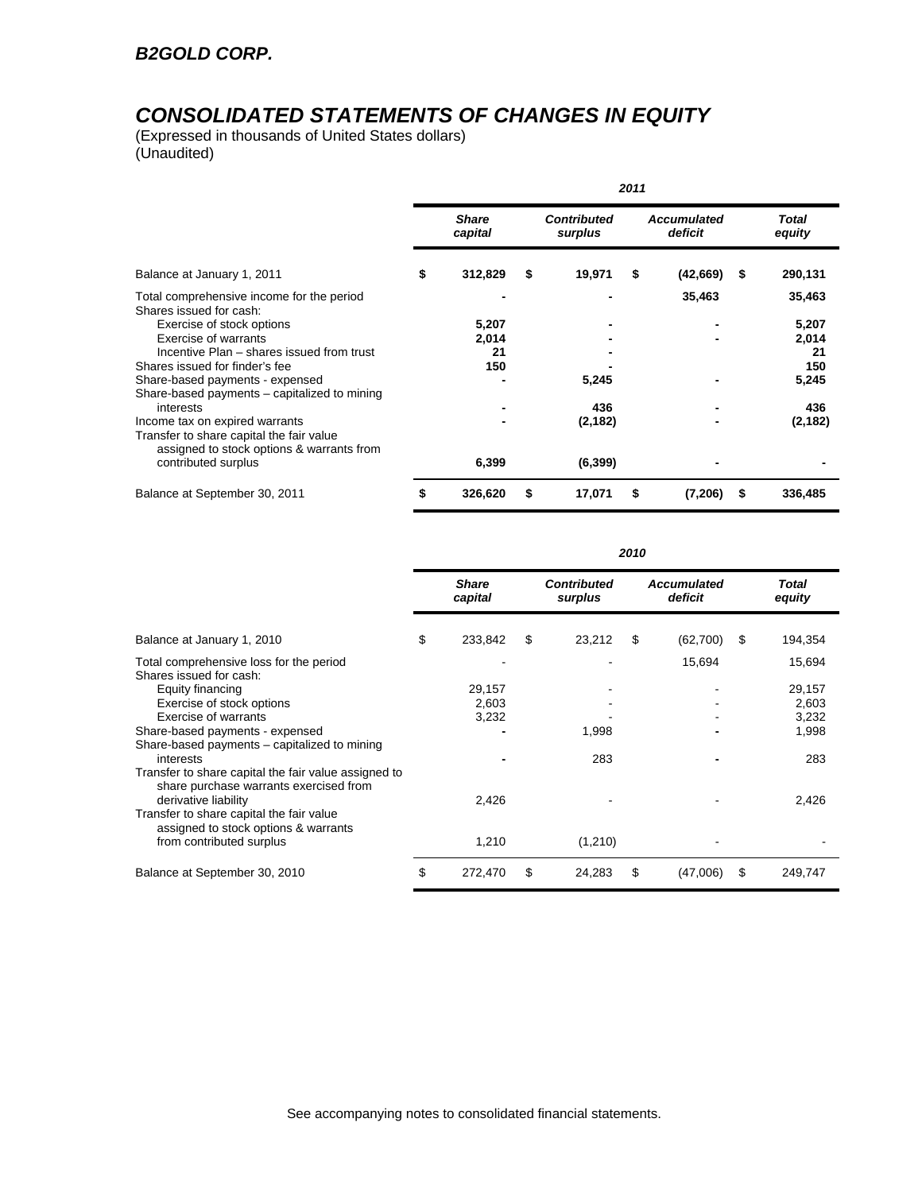*B2GOLD CORP.*

# *CONSOLIDATED STATEMENTS OF CHANGES IN EQUITY*

(Expressed in thousands of United States dollars)
(Unaudited)

| | 2011 | | | |
|---|---|---|---|---|
| | ***Share capital*** | ***Contributed surplus*** | ***Accumulated deficit*** | ***Total equity*** |
| Balance at January 1, 2011 | **$ 312,829** | **$ 19,971** | **$ (42,669)** | **$ 290,131** |
| Total comprehensive income for the period | **-** | **-** | **35,463** | **35,463** |
| Shares issued for cash: | | | | |
| Exercise of stock options | **5,207** | **-** | **-** | **5,207** |
| Exercise of warrants | **2,014** | **-** | **-** | **2,014** |
| Incentive Plan – shares issued from trust | **21** | **-** | | **21** |
| Shares issued for finder's fee | **150** | **-** | | **150** |
| Share-based payments - expensed | **-** | **5,245** | **-** | **5,245** |
| Share-based payments – capitalized to mining interests | **-** | **436** | **-** | **436** |
| Income tax on expired warrants | **-** | **(2,182)** | **-** | **(2,182)** |
| Transfer to share capital the fair value assigned to stock options & warrants from contributed surplus | **6,399** | **(6,399)** | **-** | **-** |
| Balance at September 30, 2011 | **$ 326,620** | **$ 17,071** | **$ (7,206)** | **$ 336,485** |

| | 2010 | | | |
|---|---|---|---|---|
| | ***Share capital*** | ***Contributed surplus*** | ***Accumulated deficit*** | ***Total equity*** |
| Balance at January 1, 2010 | $ 233,842 | $ 23,212 | $ (62,700) | $ 194,354 |
| Total comprehensive loss for the period | - | - | 15,694 | 15,694 |
| Shares issued for cash: | | | | |
| Equity financing | 29,157 | - | - | 29,157 |
| Exercise of stock options | 2,603 | - | - | 2,603 |
| Exercise of warrants | 3,232 | - | - | 3,232 |
| Share-based payments - expensed | **-** | 1,998 | **-** | 1,998 |
| Share-based payments – capitalized to mining interests | **-** | 283 | **-** | 283 |
| Transfer to share capital the fair value assigned to share purchase warrants exercised from derivative liability | 2,426 | - | - | 2,426 |
| Transfer to share capital the fair value assigned to stock options & warrants from contributed surplus | 1,210 | (1,210) | - | - |
| Balance at September 30, 2010 | $ 272,470 | $ 24,283 | $ (47,006) | $ 249,747 |

See accompanying notes to consolidated financial statements.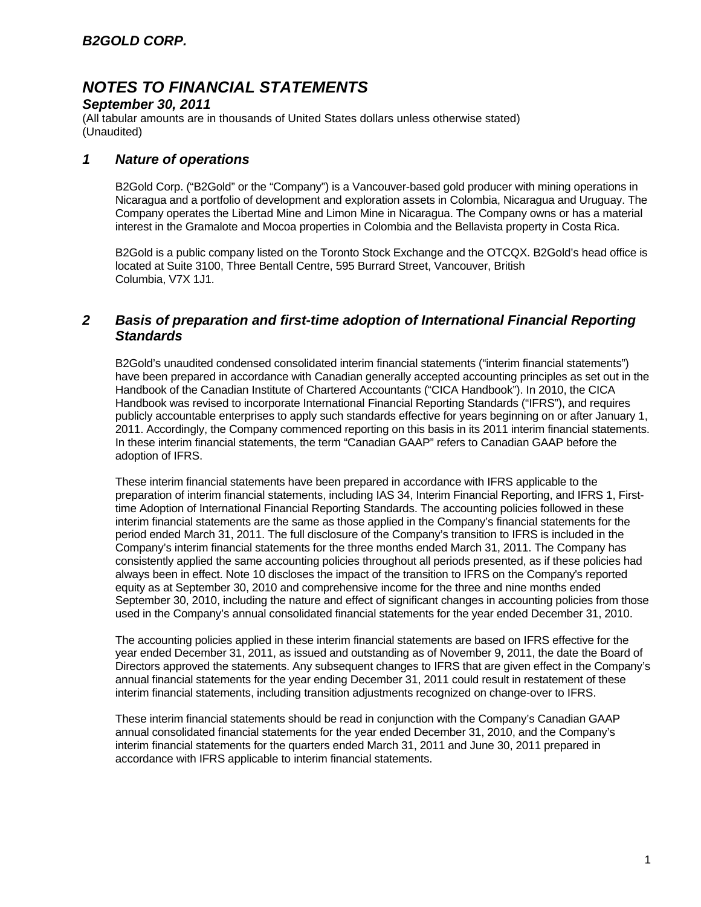## *B2GOLD CORP.*

# *NOTES TO FINANCIAL STATEMENTS*

### *September 30, 2011*

(All tabular amounts are in thousands of United States dollars unless otherwise stated)
(Unaudited)

## *1 Nature of operations*

B2Gold Corp. ("B2Gold" or the "Company") is a Vancouver-based gold producer with mining operations in Nicaragua and a portfolio of development and exploration assets in Colombia, Nicaragua and Uruguay. The Company operates the Libertad Mine and Limon Mine in Nicaragua. The Company owns or has a material interest in the Gramalote and Mocoa properties in Colombia and the Bellavista property in Costa Rica.

B2Gold is a public company listed on the Toronto Stock Exchange and the OTCQX. B2Gold's head office is located at Suite 3100, Three Bentall Centre, 595 Burrard Street, Vancouver, British Columbia, V7X 1J1.

## *2 Basis of preparation and first-time adoption of International Financial Reporting Standards*

B2Gold's unaudited condensed consolidated interim financial statements ("interim financial statements") have been prepared in accordance with Canadian generally accepted accounting principles as set out in the Handbook of the Canadian Institute of Chartered Accountants ("CICA Handbook"). In 2010, the CICA Handbook was revised to incorporate International Financial Reporting Standards ("IFRS"), and requires publicly accountable enterprises to apply such standards effective for years beginning on or after January 1, 2011. Accordingly, the Company commenced reporting on this basis in its 2011 interim financial statements. In these interim financial statements, the term "Canadian GAAP" refers to Canadian GAAP before the adoption of IFRS.

These interim financial statements have been prepared in accordance with IFRS applicable to the preparation of interim financial statements, including IAS 34, Interim Financial Reporting, and IFRS 1, First-time Adoption of International Financial Reporting Standards. The accounting policies followed in these interim financial statements are the same as those applied in the Company's financial statements for the period ended March 31, 2011. The full disclosure of the Company's transition to IFRS is included in the Company's interim financial statements for the three months ended March 31, 2011. The Company has consistently applied the same accounting policies throughout all periods presented, as if these policies had always been in effect. Note 10 discloses the impact of the transition to IFRS on the Company's reported equity as at September 30, 2010 and comprehensive income for the three and nine months ended September 30, 2010, including the nature and effect of significant changes in accounting policies from those used in the Company's annual consolidated financial statements for the year ended December 31, 2010.

The accounting policies applied in these interim financial statements are based on IFRS effective for the year ended December 31, 2011, as issued and outstanding as of November 9, 2011, the date the Board of Directors approved the statements. Any subsequent changes to IFRS that are given effect in the Company's annual financial statements for the year ending December 31, 2011 could result in restatement of these interim financial statements, including transition adjustments recognized on change-over to IFRS.

These interim financial statements should be read in conjunction with the Company's Canadian GAAP annual consolidated financial statements for the year ended December 31, 2010, and the Company's interim financial statements for the quarters ended March 31, 2011 and June 30, 2011 prepared in accordance with IFRS applicable to interim financial statements.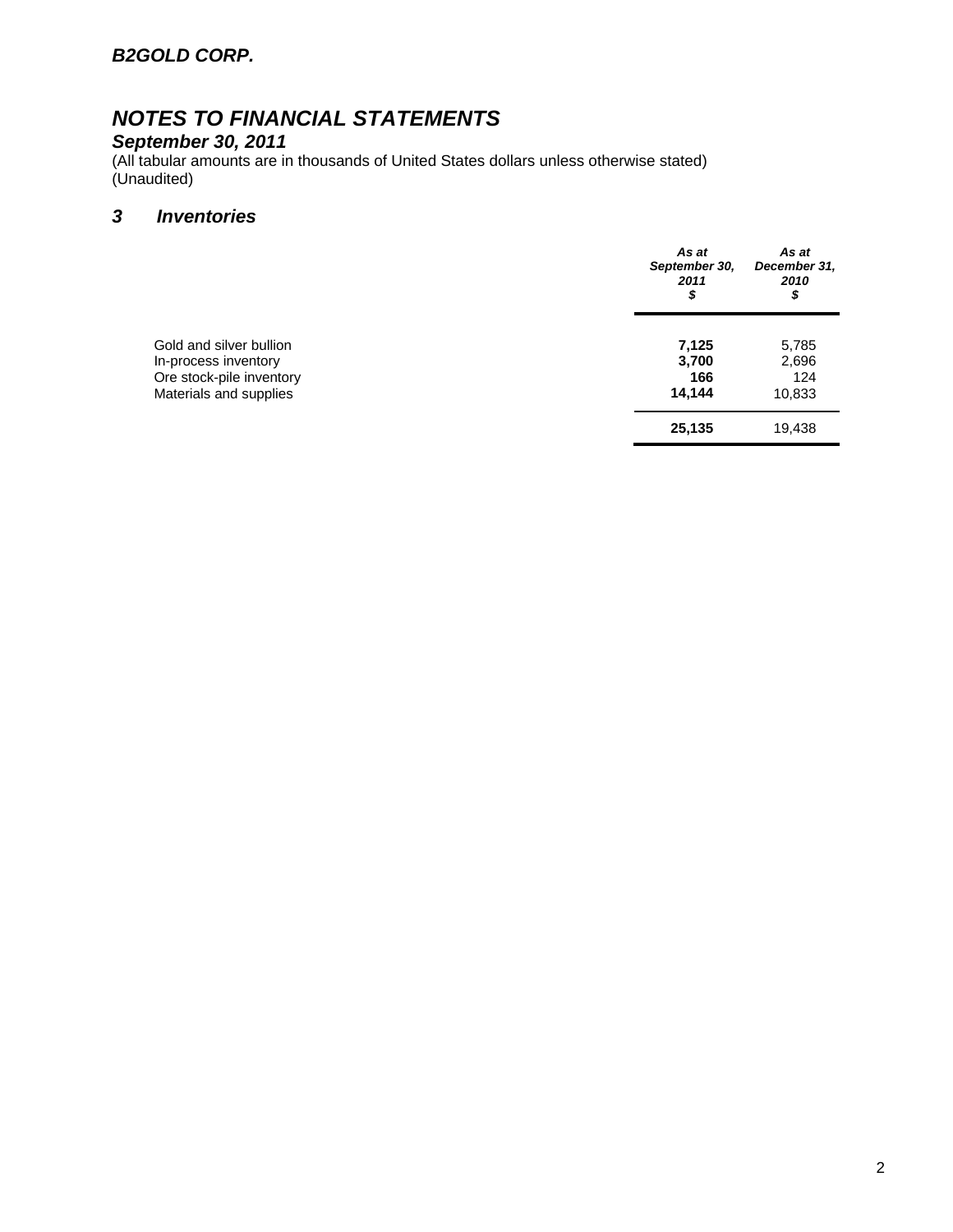# NOTES TO FINANCIAL STATEMENTS

## September 30, 2011

(All tabular amounts are in thousands of United States dollars unless otherwise stated)
(Unaudited)

### 3 Inventories

| | As at September 30, 2011 $ | As at December 31, 2010 $ |
|---|---|---|
| Gold and silver bullion | **7,125** | 5,785 |
| In-process inventory | **3,700** | 2,696 |
| Ore stock-pile inventory | **166** | 124 |
| Materials and supplies | **14,144** | 10,833 |
| | **25,135** | 19,438 |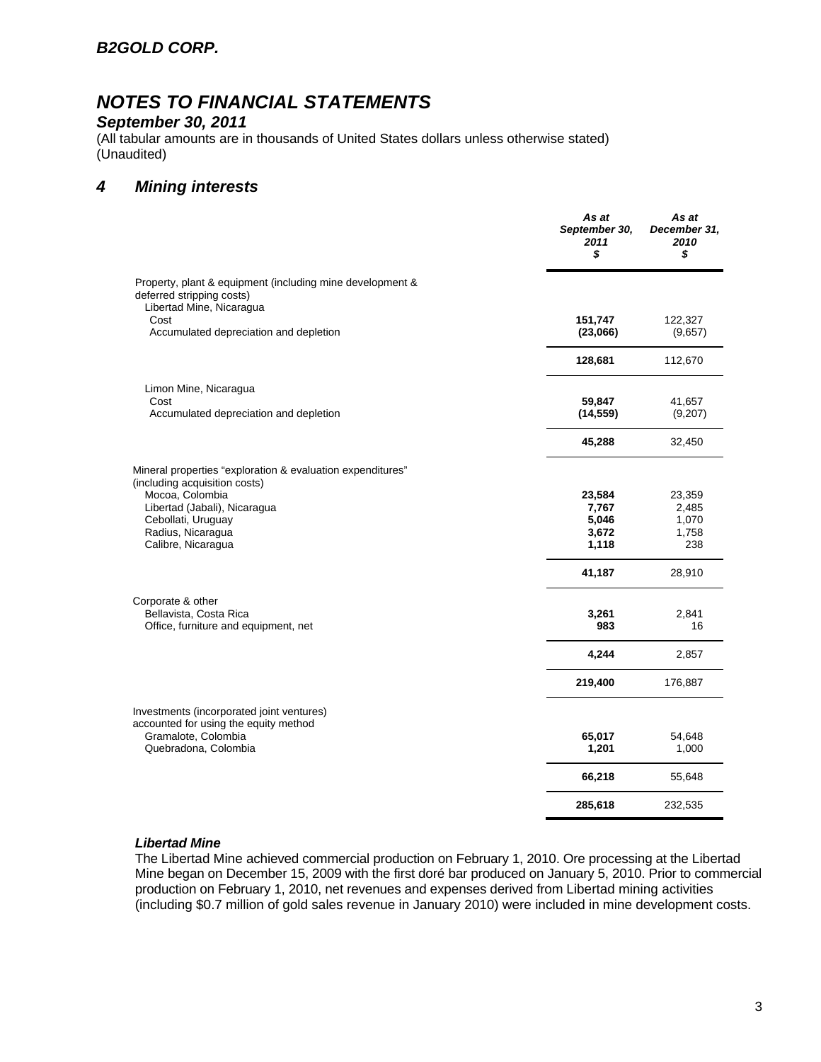## B2GOLD CORP.

# NOTES TO FINANCIAL STATEMENTS

### September 30, 2011

(All tabular amounts are in thousands of United States dollars unless otherwise stated)
(Unaudited)

## 4 Mining interests

| | As at September 30, 2011 $ | As at December 31, 2010 $ |
|---|---|---|
| Property, plant & equipment (including mine development & deferred stripping costs) | | |
| Libertad Mine, Nicaragua | | |
| Cost | **151,747** | 122,327 |
| Accumulated depreciation and depletion | **(23,066)** | (9,657) |
| | **128,681** | 112,670 |
| Limon Mine, Nicaragua | | |
| Cost | **59,847** | 41,657 |
| Accumulated depreciation and depletion | **(14,559)** | (9,207) |
| | **45,288** | 32,450 |
| Mineral properties "exploration & evaluation expenditures" (including acquisition costs) | | |
| Mocoa, Colombia | **23,584** | 23,359 |
| Libertad (Jabali), Nicaragua | **7,767** | 2,485 |
| Cebollati, Uruguay | **5,046** | 1,070 |
| Radius, Nicaragua | **3,672** | 1,758 |
| Calibre, Nicaragua | **1,118** | 238 |
| | **41,187** | 28,910 |
| Corporate & other | | |
| Bellavista, Costa Rica | **3,261** | 2,841 |
| Office, furniture and equipment, net | **983** | 16 |
| | **4,244** | 2,857 |
| | **219,400** | 176,887 |
| Investments (incorporated joint ventures) accounted for using the equity method | | |
| Gramalote, Colombia | **65,017** | 54,648 |
| Quebradona, Colombia | **1,201** | 1,000 |
| | **66,218** | 55,648 |
| | **285,618** | 232,535 |

### Libertad Mine

The Libertad Mine achieved commercial production on February 1, 2010. Ore processing at the Libertad Mine began on December 15, 2009 with the first doré bar produced on January 5, 2010. Prior to commercial production on February 1, 2010, net revenues and expenses derived from Libertad mining activities (including $0.7 million of gold sales revenue in January 2010) were included in mine development costs.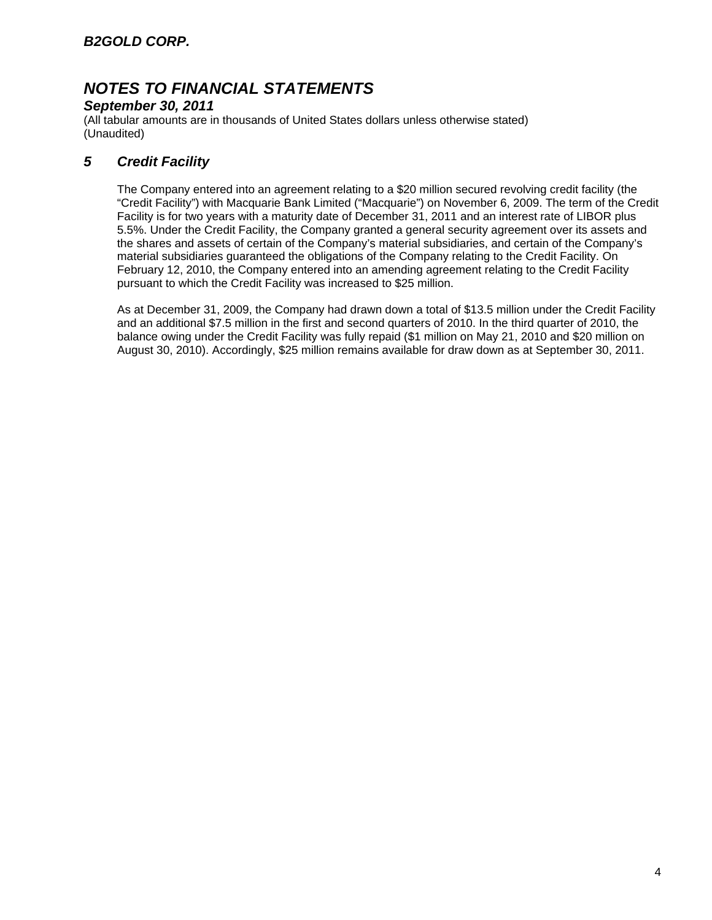# NOTES TO FINANCIAL STATEMENTS

***September 30, 2011***

(All tabular amounts are in thousands of United States dollars unless otherwise stated)
(Unaudited)

## *5 Credit Facility*

The Company entered into an agreement relating to a $20 million secured revolving credit facility (the "Credit Facility") with Macquarie Bank Limited ("Macquarie") on November 6, 2009. The term of the Credit Facility is for two years with a maturity date of December 31, 2011 and an interest rate of LIBOR plus 5.5%. Under the Credit Facility, the Company granted a general security agreement over its assets and the shares and assets of certain of the Company's material subsidiaries, and certain of the Company's material subsidiaries guaranteed the obligations of the Company relating to the Credit Facility. On February 12, 2010, the Company entered into an amending agreement relating to the Credit Facility pursuant to which the Credit Facility was increased to $25 million.

As at December 31, 2009, the Company had drawn down a total of $13.5 million under the Credit Facility and an additional $7.5 million in the first and second quarters of 2010. In the third quarter of 2010, the balance owing under the Credit Facility was fully repaid ($1 million on May 21, 2010 and $20 million on August 30, 2010). Accordingly, $25 million remains available for draw down as at September 30, 2011.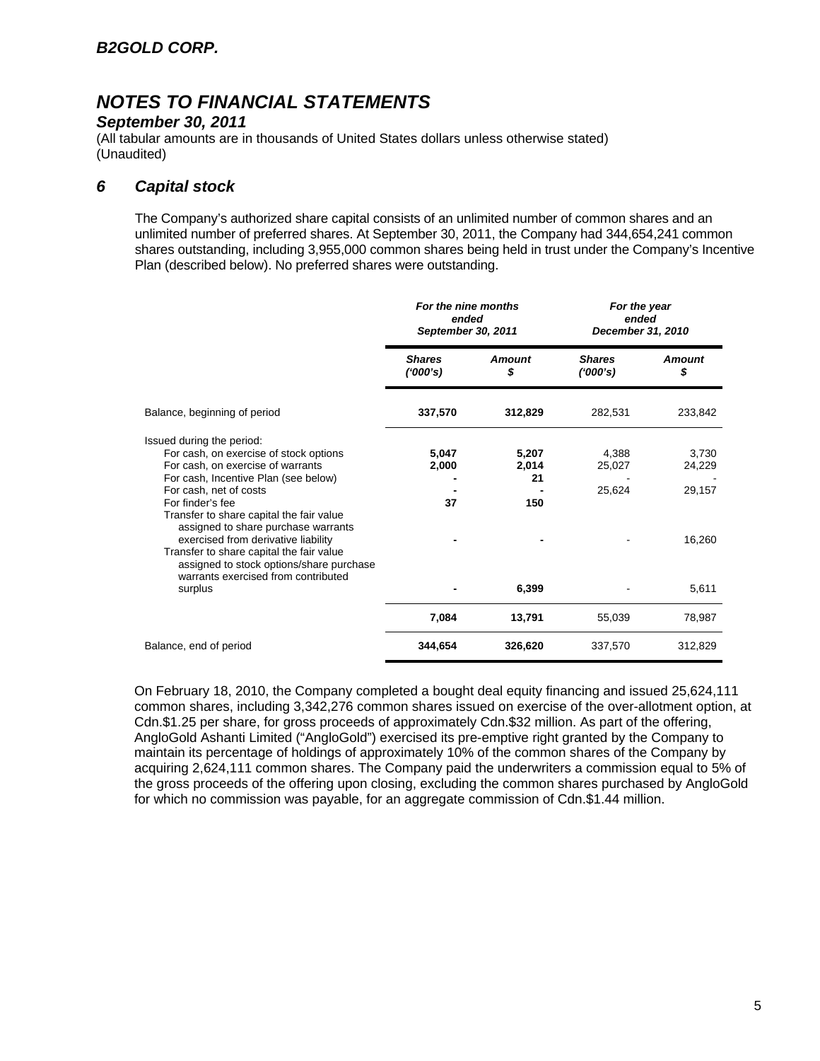***B2GOLD CORP.***

# *NOTES TO FINANCIAL STATEMENTS*

***September 30, 2011***

(All tabular amounts are in thousands of United States dollars unless otherwise stated)
(Unaudited)

## *6 Capital stock*

The Company's authorized share capital consists of an unlimited number of common shares and an unlimited number of preferred shares. At September 30, 2011, the Company had 344,654,241 common shares outstanding, including 3,955,000 common shares being held in trust under the Company's Incentive Plan (described below). No preferred shares were outstanding.

| | *For the nine months ended September 30, 2011* | | *For the year ended December 31, 2010* | |
|---|---|---|---|---|
| | *Shares ('000's)* | *Amount $* | *Shares ('000's)* | *Amount $* |
| Balance, beginning of period | **337,570** | **312,829** | 282,531 | 233,842 |
| Issued during the period: | | | | |
| For cash, on exercise of stock options | **5,047** | **5,207** | 4,388 | 3,730 |
| For cash, on exercise of warrants | **2,000** | **2,014** | 25,027 | 24,229 |
| For cash, Incentive Plan (see below) | **-** | **21** | - | - |
| For cash, net of costs | **-** | **-** | 25,624 | 29,157 |
| For finder's fee | **37** | **150** | | |
| Transfer to share capital the fair value assigned to share purchase warrants exercised from derivative liability | **-** | **-** | - | 16,260 |
| Transfer to share capital the fair value assigned to stock options/share purchase warrants exercised from contributed surplus | **-** | **6,399** | - | 5,611 |
| | **7,084** | **13,791** | 55,039 | 78,987 |
| Balance, end of period | **344,654** | **326,620** | 337,570 | 312,829 |

On February 18, 2010, the Company completed a bought deal equity financing and issued 25,624,111 common shares, including 3,342,276 common shares issued on exercise of the over-allotment option, at Cdn.$1.25 per share, for gross proceeds of approximately Cdn.$32 million. As part of the offering, AngloGold Ashanti Limited ("AngloGold") exercised its pre-emptive right granted by the Company to maintain its percentage of holdings of approximately 10% of the common shares of the Company by acquiring 2,624,111 common shares. The Company paid the underwriters a commission equal to 5% of the gross proceeds of the offering upon closing, excluding the common shares purchased by AngloGold for which no commission was payable, for an aggregate commission of Cdn.$1.44 million.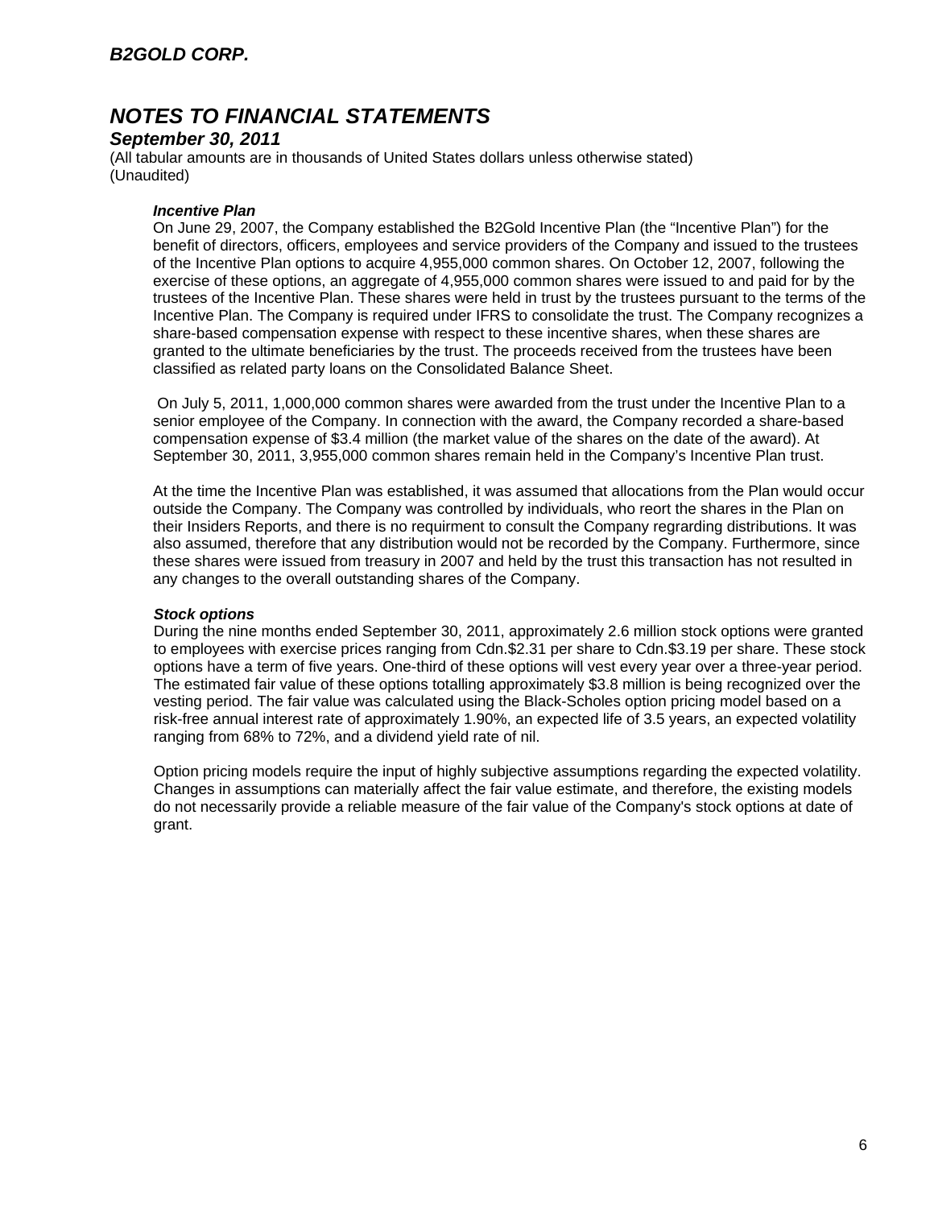# B2GOLD CORP.

## NOTES TO FINANCIAL STATEMENTS

### September 30, 2011

(All tabular amounts are in thousands of United States dollars unless otherwise stated)
(Unaudited)

***Incentive Plan***

On June 29, 2007, the Company established the B2Gold Incentive Plan (the "Incentive Plan") for the benefit of directors, officers, employees and service providers of the Company and issued to the trustees of the Incentive Plan options to acquire 4,955,000 common shares. On October 12, 2007, following the exercise of these options, an aggregate of 4,955,000 common shares were issued to and paid for by the trustees of the Incentive Plan. These shares were held in trust by the trustees pursuant to the terms of the Incentive Plan. The Company is required under IFRS to consolidate the trust. The Company recognizes a share-based compensation expense with respect to these incentive shares, when these shares are granted to the ultimate beneficiaries by the trust. The proceeds received from the trustees have been classified as related party loans on the Consolidated Balance Sheet.

On July 5, 2011, 1,000,000 common shares were awarded from the trust under the Incentive Plan to a senior employee of the Company. In connection with the award, the Company recorded a share-based compensation expense of $3.4 million (the market value of the shares on the date of the award). At September 30, 2011, 3,955,000 common shares remain held in the Company's Incentive Plan trust.

At the time the Incentive Plan was established, it was assumed that allocations from the Plan would occur outside the Company. The Company was controlled by individuals, who reort the shares in the Plan on their Insiders Reports, and there is no requirment to consult the Company regrarding distributions. It was also assumed, therefore that any distribution would not be recorded by the Company. Furthermore, since these shares were issued from treasury in 2007 and held by the trust this transaction has not resulted in any changes to the overall outstanding shares of the Company.

***Stock options***

During the nine months ended September 30, 2011, approximately 2.6 million stock options were granted to employees with exercise prices ranging from Cdn.$2.31 per share to Cdn.$3.19 per share. These stock options have a term of five years. One-third of these options will vest every year over a three-year period. The estimated fair value of these options totalling approximately $3.8 million is being recognized over the vesting period. The fair value was calculated using the Black-Scholes option pricing model based on a risk-free annual interest rate of approximately 1.90%, an expected life of 3.5 years, an expected volatility ranging from 68% to 72%, and a dividend yield rate of nil.

Option pricing models require the input of highly subjective assumptions regarding the expected volatility. Changes in assumptions can materially affect the fair value estimate, and therefore, the existing models do not necessarily provide a reliable measure of the fair value of the Company's stock options at date of grant.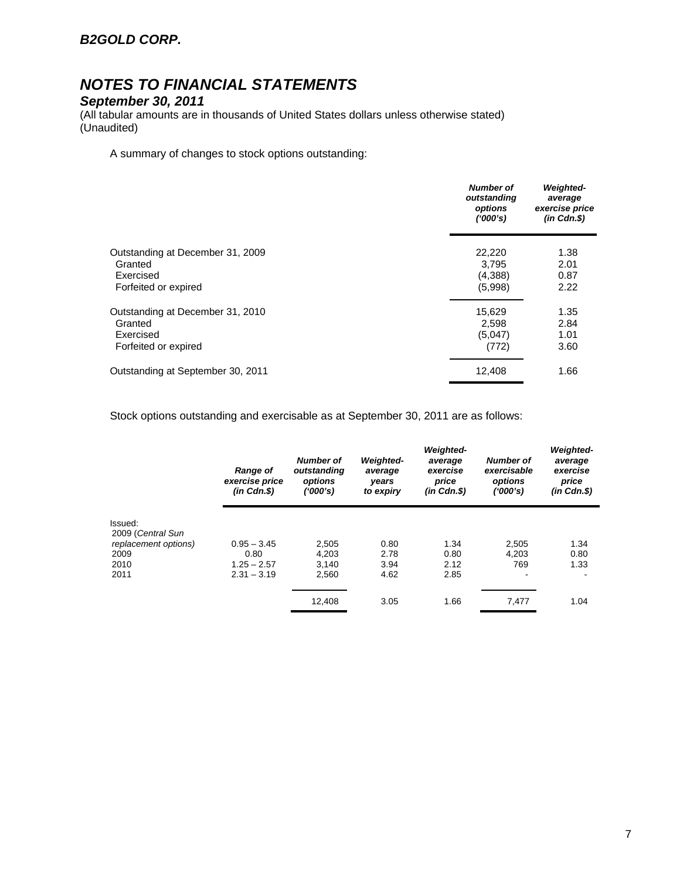## B2GOLD CORP.

# NOTES TO FINANCIAL STATEMENTS

### September 30, 2011

(All tabular amounts are in thousands of United States dollars unless otherwise stated)
(Unaudited)

A summary of changes to stock options outstanding:

| | *Number of outstanding options ('000's)* | *Weighted-average exercise price (in Cdn.$)* |
|---|---|---|
| Outstanding at December 31, 2009 | 22,220 | 1.38 |
| Granted | 3,795 | 2.01 |
| Exercised | (4,388) | 0.87 |
| Forfeited or expired | (5,998) | 2.22 |
| Outstanding at December 31, 2010 | 15,629 | 1.35 |
| Granted | 2,598 | 2.84 |
| Exercised | (5,047) | 1.01 |
| Forfeited or expired | (772) | 3.60 |
| Outstanding at September 30, 2011 | 12,408 | 1.66 |

Stock options outstanding and exercisable as at September 30, 2011 are as follows:

| | *Range of exercise price (in Cdn.$)* | *Number of outstanding options ('000's)* | *Weighted-average years to expiry* | *Weighted-average exercise price (in Cdn.$)* | *Number of exercisable options ('000's)* | *Weighted-average exercise price (in Cdn.$)* |
|---|---|---|---|---|---|---|
| Issued: | | | | | | |
| 2009 (*Central Sun replacement options)* | 0.95 – 3.45 | 2,505 | 0.80 | 1.34 | 2,505 | 1.34 |
| 2009 | 0.80 | 4,203 | 2.78 | 0.80 | 4,203 | 0.80 |
| 2010 | 1.25 – 2.57 | 3,140 | 3.94 | 2.12 | 769 | 1.33 |
| 2011 | 2.31 – 3.19 | 2,560 | 4.62 | 2.85 | - | - |
| | | 12,408 | 3.05 | 1.66 | 7,477 | 1.04 |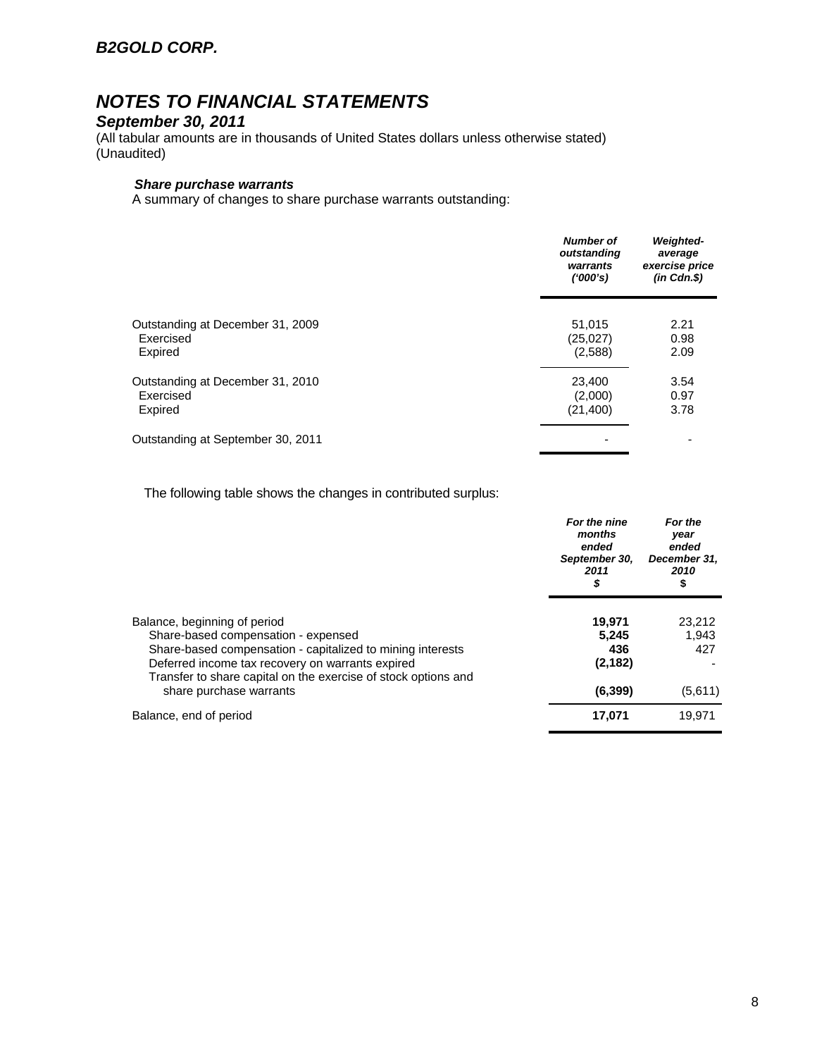*B2GOLD CORP.*

# *NOTES TO FINANCIAL STATEMENTS*

***September 30, 2011***

(All tabular amounts are in thousands of United States dollars unless otherwise stated)
(Unaudited)

***Share purchase warrants***

A summary of changes to share purchase warrants outstanding:

| | *Number of outstanding warrants ('000's)* | *Weighted-average exercise price (in Cdn.$)* |
|---|---|---|
| Outstanding at December 31, 2009 | 51,015 | 2.21 |
| Exercised | (25,027) | 0.98 |
| Expired | (2,588) | 2.09 |
| Outstanding at December 31, 2010 | 23,400 | 3.54 |
| Exercised | (2,000) | 0.97 |
| Expired | (21,400) | 3.78 |
| Outstanding at September 30, 2011 | - | - |

The following table shows the changes in contributed surplus:

| | *For the nine months ended September 30, 2011 $* | *For the year ended December 31, 2010 $* |
|---|---|---|
| Balance, beginning of period | **19,971** | 23,212 |
| Share-based compensation - expensed | **5,245** | 1,943 |
| Share-based compensation - capitalized to mining interests | **436** | 427 |
| Deferred income tax recovery on warrants expired | **(2,182)** | - |
| Transfer to share capital on the exercise of stock options and share purchase warrants | **(6,399)** | (5,611) |
| Balance, end of period | **17,071** | 19,971 |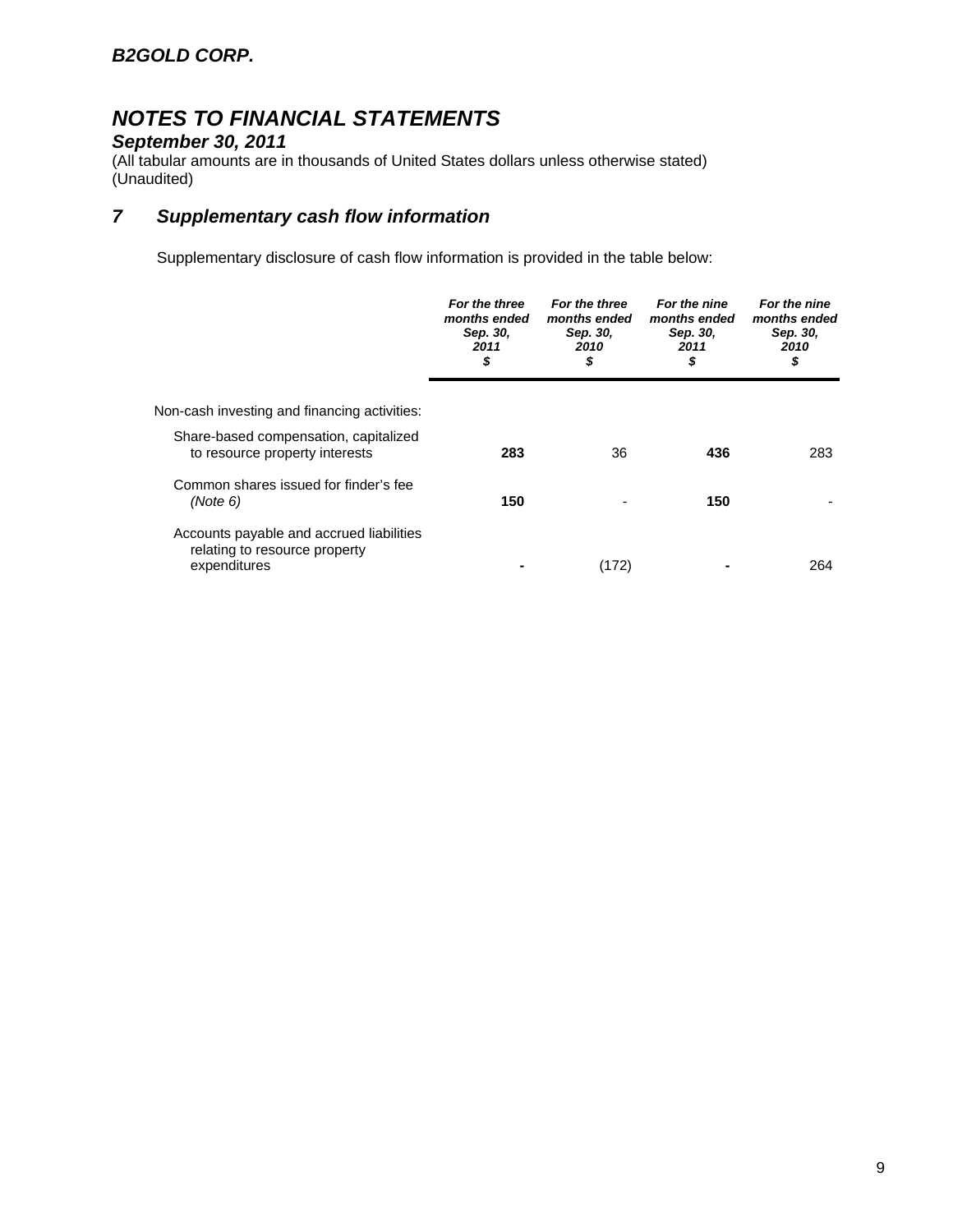***B2GOLD CORP.***

# *NOTES TO FINANCIAL STATEMENTS*

***September 30, 2011***

(All tabular amounts are in thousands of United States dollars unless otherwise stated)
(Unaudited)

## *7 Supplementary cash flow information*

Supplementary disclosure of cash flow information is provided in the table below:

| | *For the three months ended Sep. 30, 2011 $* | *For the three months ended Sep. 30, 2010 $* | *For the nine months ended Sep. 30, 2011 $* | *For the nine months ended Sep. 30, 2010 $* |
|---|---|---|---|---|
| Non-cash investing and financing activities: | | | | |
| Share-based compensation, capitalized to resource property interests | **283** | 36 | **436** | 283 |
| Common shares issued for finder's fee *(Note 6)* | **150** | - | **150** | - |
| Accounts payable and accrued liabilities relating to resource property expenditures | **-** | (172) | **-** | 264 |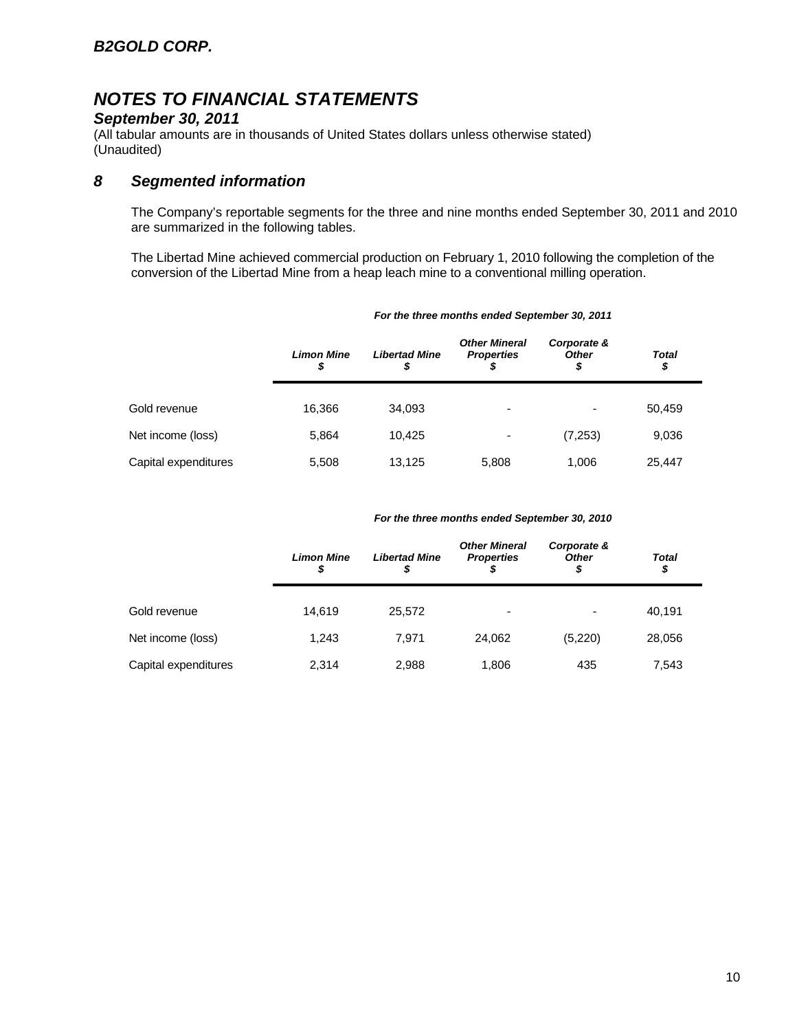***B2GOLD CORP.***

# *NOTES TO FINANCIAL STATEMENTS*

### *September 30, 2011*

(All tabular amounts are in thousands of United States dollars unless otherwise stated)
(Unaudited)

## *8 Segmented information*

The Company's reportable segments for the three and nine months ended September 30, 2011 and 2010 are summarized in the following tables.

The Libertad Mine achieved commercial production on February 1, 2010 following the completion of the conversion of the Libertad Mine from a heap leach mine to a conventional milling operation.

| | *For the three months ended September 30, 2011* | | | | |
|---|---|---|---|---|---|
| | ***Limon Mine***<br>***$*** | ***Libertad Mine***<br>***$*** | ***Other Mineral Properties***<br>***$*** | ***Corporate & Other***<br>***$*** | ***Total***<br>***$*** |
| Gold revenue | 16,366 | 34,093 | - | - | 50,459 |
| Net income (loss) | 5,864 | 10,425 | - | (7,253) | 9,036 |
| Capital expenditures | 5,508 | 13,125 | 5,808 | 1,006 | 25,447 |

| | *For the three months ended September 30, 2010* | | | | |
|---|---|---|---|---|---|
| | ***Limon Mine***<br>***$*** | ***Libertad Mine***<br>***$*** | ***Other Mineral Properties***<br>***$*** | ***Corporate & Other***<br>***$*** | ***Total***<br>***$*** |
| Gold revenue | 14,619 | 25,572 | - | - | 40,191 |
| Net income (loss) | 1,243 | 7,971 | 24,062 | (5,220) | 28,056 |
| Capital expenditures | 2,314 | 2,988 | 1,806 | 435 | 7,543 |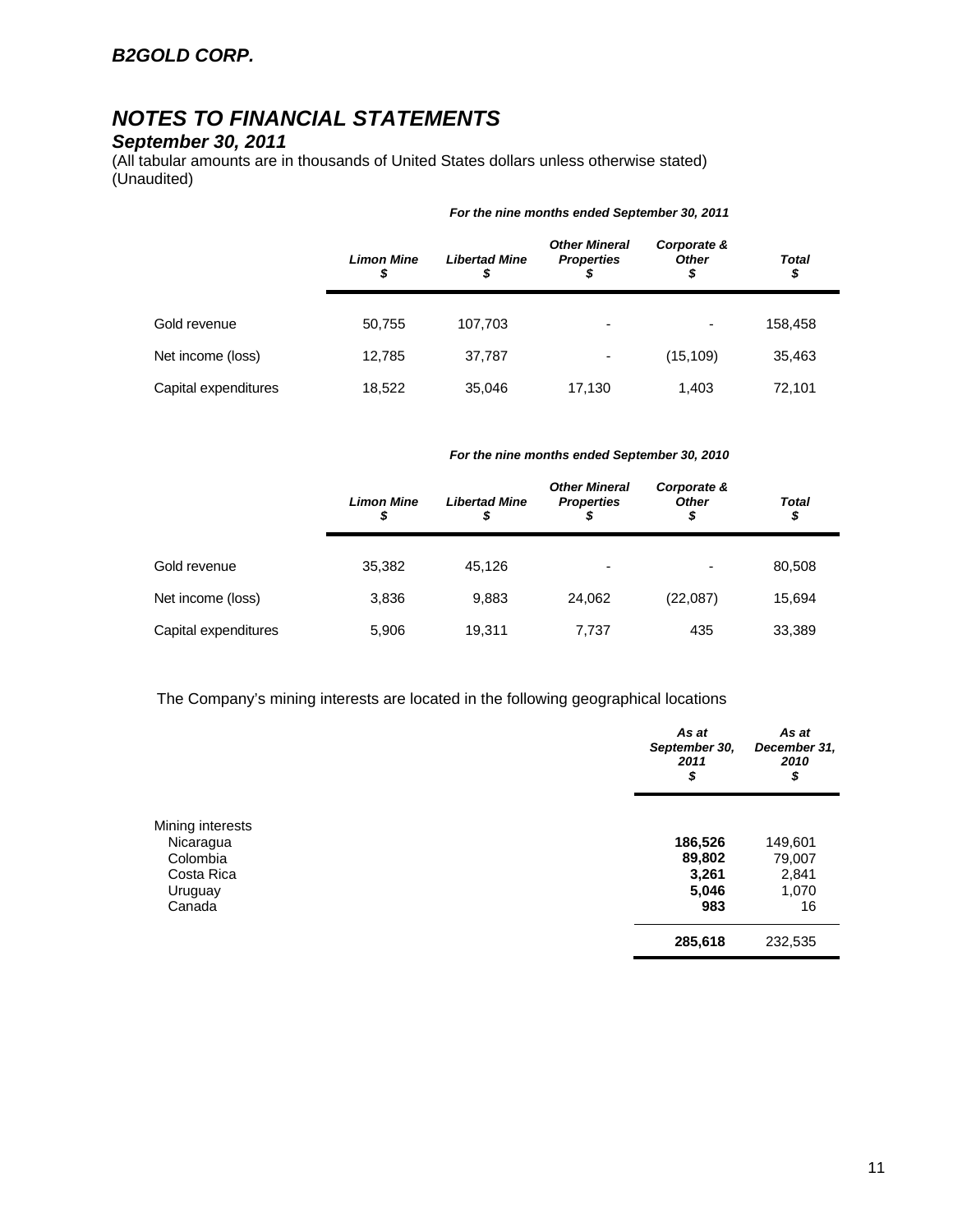## B2GOLD CORP.

# NOTES TO FINANCIAL STATEMENTS

### September 30, 2011

(All tabular amounts are in thousands of United States dollars unless otherwise stated)
(Unaudited)

*For the nine months ended September 30, 2011*

| | *Limon Mine* *$* | *Libertad Mine* *$* | *Other Mineral Properties* *$* | *Corporate & Other* *$* | *Total* *$* |
|---|---|---|---|---|---|
| Gold revenue | 50,755 | 107,703 | - | - | 158,458 |
| Net income (loss) | 12,785 | 37,787 | - | (15,109) | 35,463 |
| Capital expenditures | 18,522 | 35,046 | 17,130 | 1,403 | 72,101 |

*For the nine months ended September 30, 2010*

| | *Limon Mine* *$* | *Libertad Mine* *$* | *Other Mineral Properties* *$* | *Corporate & Other* *$* | *Total* *$* |
|---|---|---|---|---|---|
| Gold revenue | 35,382 | 45,126 | - | - | 80,508 |
| Net income (loss) | 3,836 | 9,883 | 24,062 | (22,087) | 15,694 |
| Capital expenditures | 5,906 | 19,311 | 7,737 | 435 | 33,389 |

The Company's mining interests are located in the following geographical locations

| | *As at September 30, 2011* *$* | *As at December 31, 2010* *$* |
|---|---|---|
| Mining interests | | |
| Nicaragua | **186,526** | 149,601 |
| Colombia | **89,802** | 79,007 |
| Costa Rica | **3,261** | 2,841 |
| Uruguay | **5,046** | 1,070 |
| Canada | **983** | 16 |
| | **285,618** | 232,535 |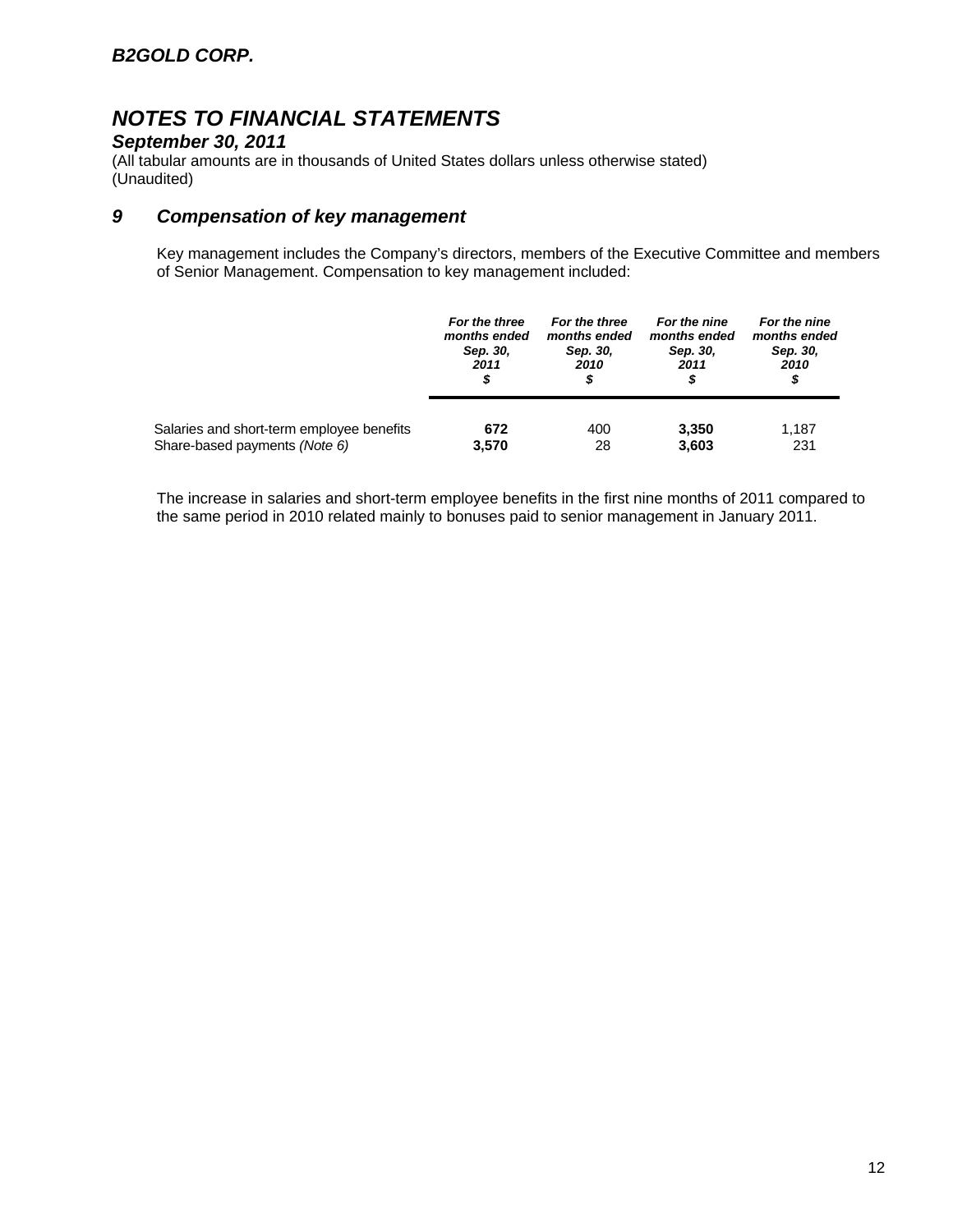***B2GOLD CORP.***

# *NOTES TO FINANCIAL STATEMENTS*

***September 30, 2011***

(All tabular amounts are in thousands of United States dollars unless otherwise stated)
(Unaudited)

## *9 Compensation of key management*

Key management includes the Company's directors, members of the Executive Committee and members of Senior Management. Compensation to key management included:

| | *For the three months ended Sep. 30, 2011 $* | *For the three months ended Sep. 30, 2010 $* | *For the nine months ended Sep. 30, 2011 $* | *For the nine months ended Sep. 30, 2010 $* |
|---|---|---|---|---|
| Salaries and short-term employee benefits | **672** | 400 | **3,350** | 1,187 |
| Share-based payments *(Note 6)* | **3,570** | 28 | **3,603** | 231 |

The increase in salaries and short-term employee benefits in the first nine months of 2011 compared to the same period in 2010 related mainly to bonuses paid to senior management in January 2011.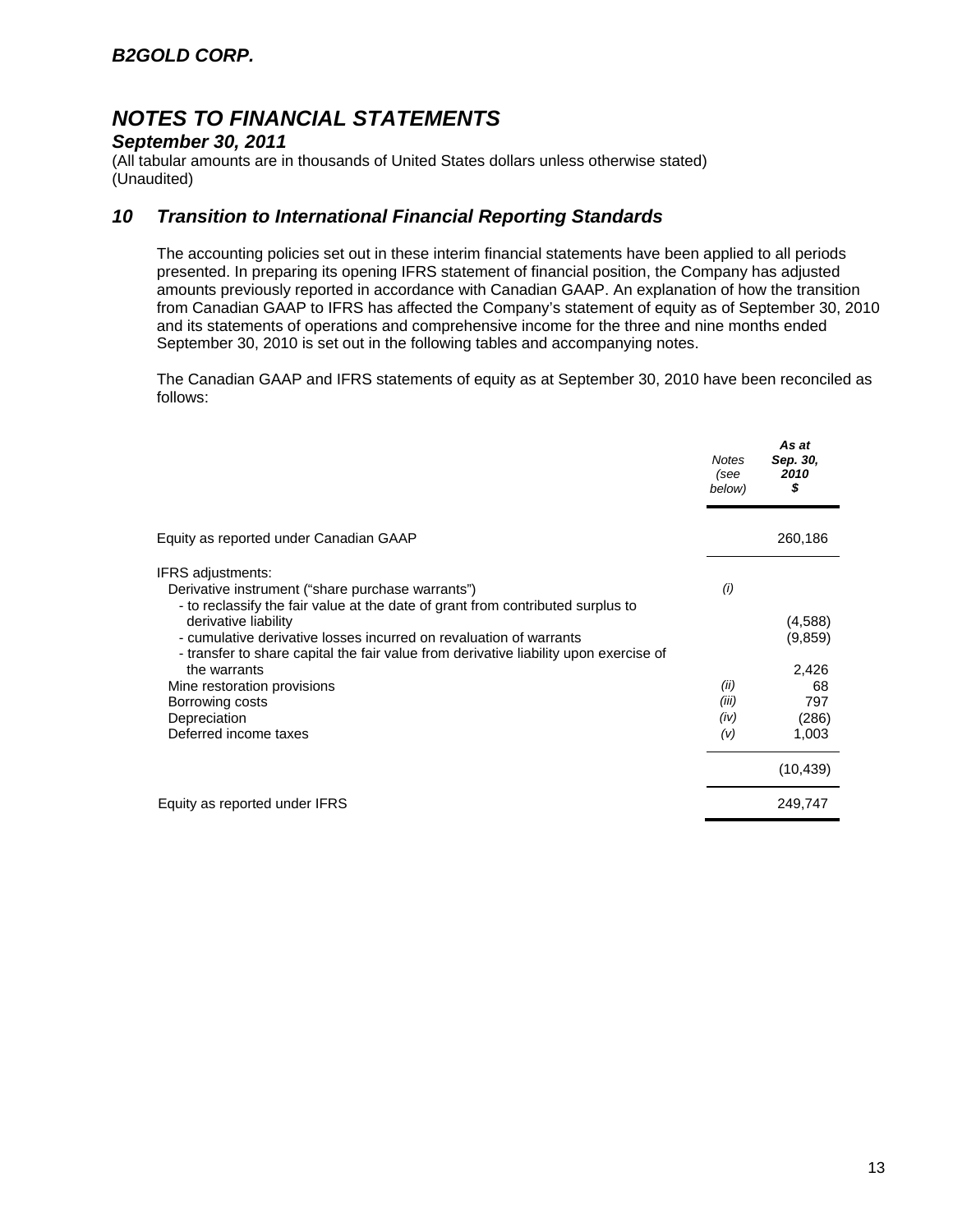*B2GOLD CORP.*

# *NOTES TO FINANCIAL STATEMENTS*

***September 30, 2011***

(All tabular amounts are in thousands of United States dollars unless otherwise stated)
(Unaudited)

## *10 Transition to International Financial Reporting Standards*

The accounting policies set out in these interim financial statements have been applied to all periods presented. In preparing its opening IFRS statement of financial position, the Company has adjusted amounts previously reported in accordance with Canadian GAAP. An explanation of how the transition from Canadian GAAP to IFRS has affected the Company's statement of equity as of September 30, 2010 and its statements of operations and comprehensive income for the three and nine months ended September 30, 2010 is set out in the following tables and accompanying notes.

The Canadian GAAP and IFRS statements of equity as at September 30, 2010 have been reconciled as follows:

| | *Notes (see below)* | ***As at Sep. 30, 2010 $*** |
|---|---|---|
| Equity as reported under Canadian GAAP | | 260,186 |
| IFRS adjustments: | | |
| Derivative instrument ("share purchase warrants") | *(i)* | |
| - to reclassify the fair value at the date of grant from contributed surplus to derivative liability | | (4,588) |
| - cumulative derivative losses incurred on revaluation of warrants | | (9,859) |
| - transfer to share capital the fair value from derivative liability upon exercise of the warrants | | 2,426 |
| Mine restoration provisions | *(ii)* | 68 |
| Borrowing costs | *(iii)* | 797 |
| Depreciation | *(iv)* | (286) |
| Deferred income taxes | *(v)* | 1,003 |
| | | (10,439) |
| Equity as reported under IFRS | | 249,747 |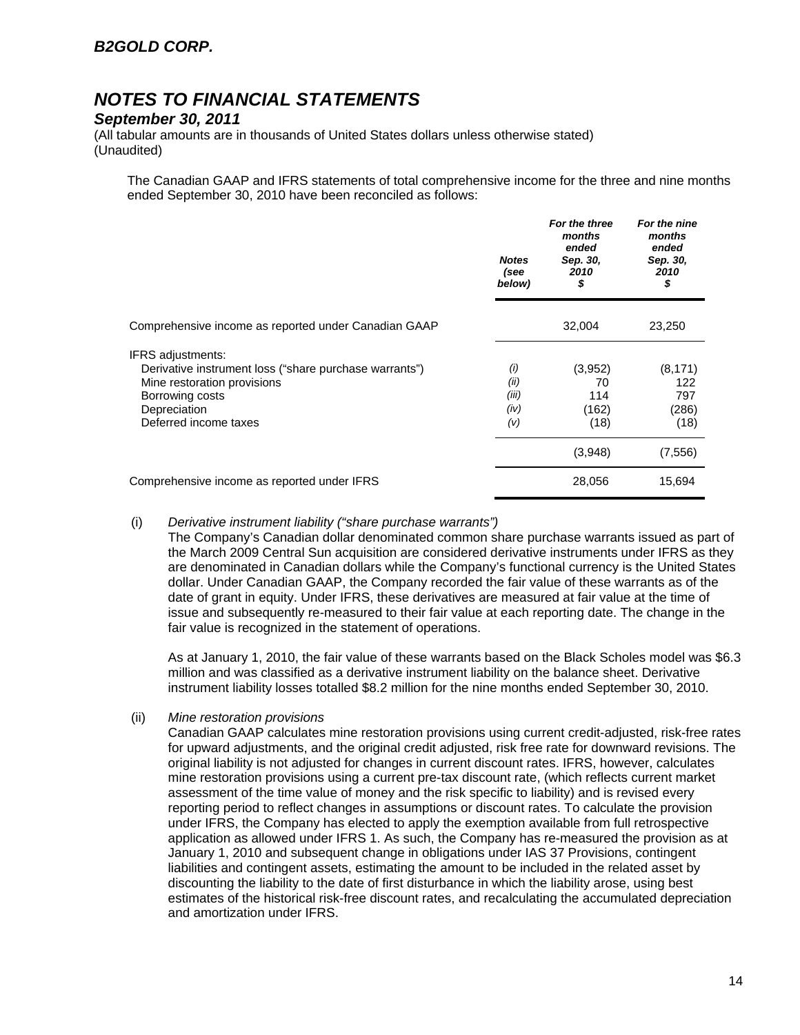# B2GOLD CORP.

## NOTES TO FINANCIAL STATEMENTS

### September 30, 2011

(All tabular amounts are in thousands of United States dollars unless otherwise stated)
(Unaudited)

The Canadian GAAP and IFRS statements of total comprehensive income for the three and nine months ended September 30, 2010 have been reconciled as follows:

| | *Notes (see below)* | *For the three months ended Sep. 30, 2010 $* | *For the nine months ended Sep. 30, 2010 $* |
|---|---|---|---|
| Comprehensive income as reported under Canadian GAAP | | 32,004 | 23,250 |
| IFRS adjustments: | | | |
| Derivative instrument loss ("share purchase warrants") | *(i)* | (3,952) | (8,171) |
| Mine restoration provisions | *(ii)* | 70 | 122 |
| Borrowing costs | *(iii)* | 114 | 797 |
| Depreciation | *(iv)* | (162) | (286) |
| Deferred income taxes | *(v)* | (18) | (18) |
| | | (3,948) | (7,556) |
| Comprehensive income as reported under IFRS | | 28,056 | 15,694 |

(i) *Derivative instrument liability ("share purchase warrants")*

The Company's Canadian dollar denominated common share purchase warrants issued as part of the March 2009 Central Sun acquisition are considered derivative instruments under IFRS as they are denominated in Canadian dollars while the Company's functional currency is the United States dollar. Under Canadian GAAP, the Company recorded the fair value of these warrants as of the date of grant in equity. Under IFRS, these derivatives are measured at fair value at the time of issue and subsequently re-measured to their fair value at each reporting date. The change in the fair value is recognized in the statement of operations.

As at January 1, 2010, the fair value of these warrants based on the Black Scholes model was $6.3 million and was classified as a derivative instrument liability on the balance sheet. Derivative instrument liability losses totalled $8.2 million for the nine months ended September 30, 2010.

(ii) *Mine restoration provisions*

Canadian GAAP calculates mine restoration provisions using current credit-adjusted, risk-free rates for upward adjustments, and the original credit adjusted, risk free rate for downward revisions. The original liability is not adjusted for changes in current discount rates. IFRS, however, calculates mine restoration provisions using a current pre-tax discount rate, (which reflects current market assessment of the time value of money and the risk specific to liability) and is revised every reporting period to reflect changes in assumptions or discount rates. To calculate the provision under IFRS, the Company has elected to apply the exemption available from full retrospective application as allowed under IFRS 1. As such, the Company has re-measured the provision as at January 1, 2010 and subsequent change in obligations under IAS 37 Provisions, contingent liabilities and contingent assets, estimating the amount to be included in the related asset by discounting the liability to the date of first disturbance in which the liability arose, using best estimates of the historical risk-free discount rates, and recalculating the accumulated depreciation and amortization under IFRS.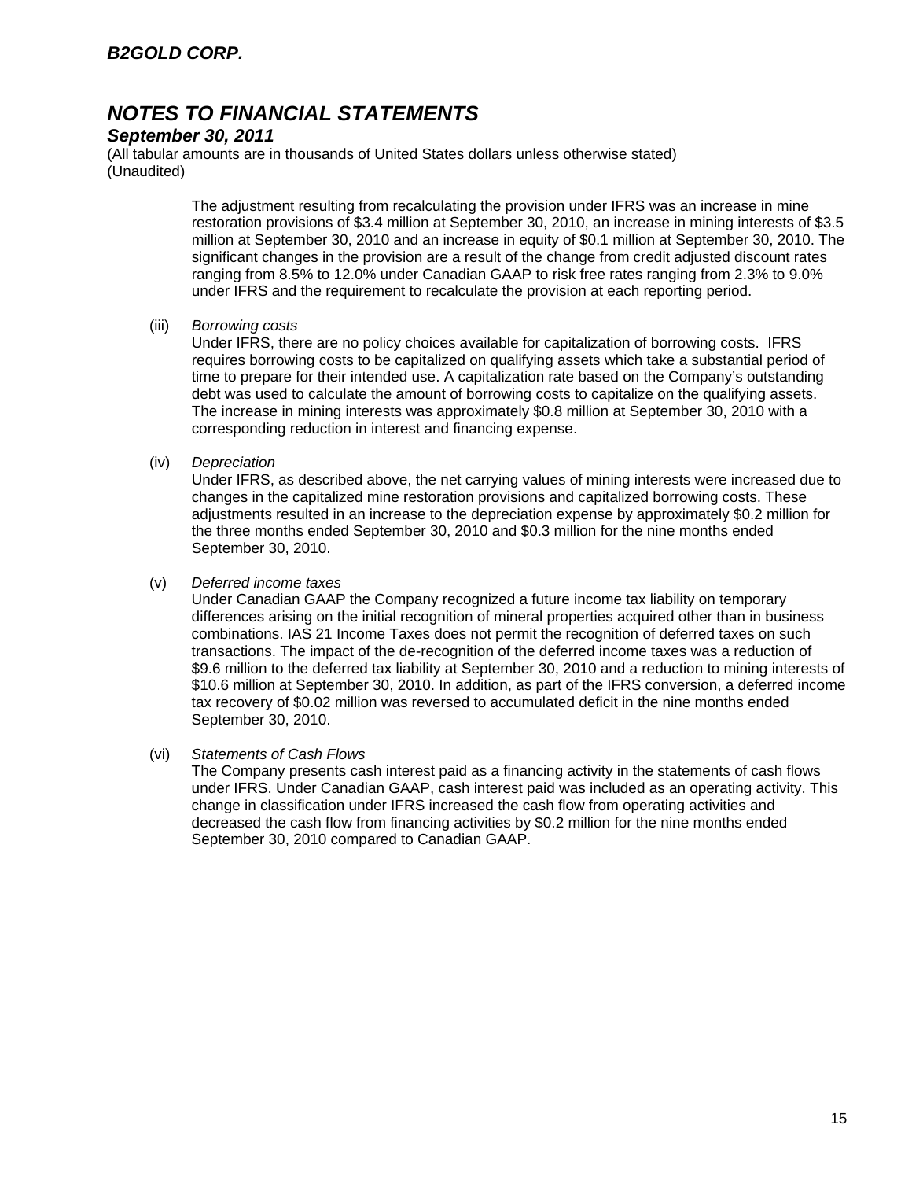The adjustment resulting from recalculating the provision under IFRS was an increase in mine restoration provisions of $3.4 million at September 30, 2010, an increase in mining interests of $3.5 million at September 30, 2010 and an increase in equity of $0.1 million at September 30, 2010. The significant changes in the provision are a result of the change from credit adjusted discount rates ranging from 8.5% to 12.0% under Canadian GAAP to risk free rates ranging from 2.3% to 9.0% under IFRS and the requirement to recalculate the provision at each reporting period.

(iii) *Borrowing costs*

Under IFRS, there are no policy choices available for capitalization of borrowing costs. IFRS requires borrowing costs to be capitalized on qualifying assets which take a substantial period of time to prepare for their intended use. A capitalization rate based on the Company's outstanding debt was used to calculate the amount of borrowing costs to capitalize on the qualifying assets. The increase in mining interests was approximately $0.8 million at September 30, 2010 with a corresponding reduction in interest and financing expense.

(iv) *Depreciation*

Under IFRS, as described above, the net carrying values of mining interests were increased due to changes in the capitalized mine restoration provisions and capitalized borrowing costs. These adjustments resulted in an increase to the depreciation expense by approximately $0.2 million for the three months ended September 30, 2010 and $0.3 million for the nine months ended September 30, 2010.

(v) *Deferred income taxes*

Under Canadian GAAP the Company recognized a future income tax liability on temporary differences arising on the initial recognition of mineral properties acquired other than in business combinations. IAS 21 Income Taxes does not permit the recognition of deferred taxes on such transactions. The impact of the de-recognition of the deferred income taxes was a reduction of $9.6 million to the deferred tax liability at September 30, 2010 and a reduction to mining interests of $10.6 million at September 30, 2010. In addition, as part of the IFRS conversion, a deferred income tax recovery of $0.02 million was reversed to accumulated deficit in the nine months ended September 30, 2010.

(vi) *Statements of Cash Flows*

The Company presents cash interest paid as a financing activity in the statements of cash flows under IFRS. Under Canadian GAAP, cash interest paid was included as an operating activity. This change in classification under IFRS increased the cash flow from operating activities and decreased the cash flow from financing activities by $0.2 million for the nine months ended September 30, 2010 compared to Canadian GAAP.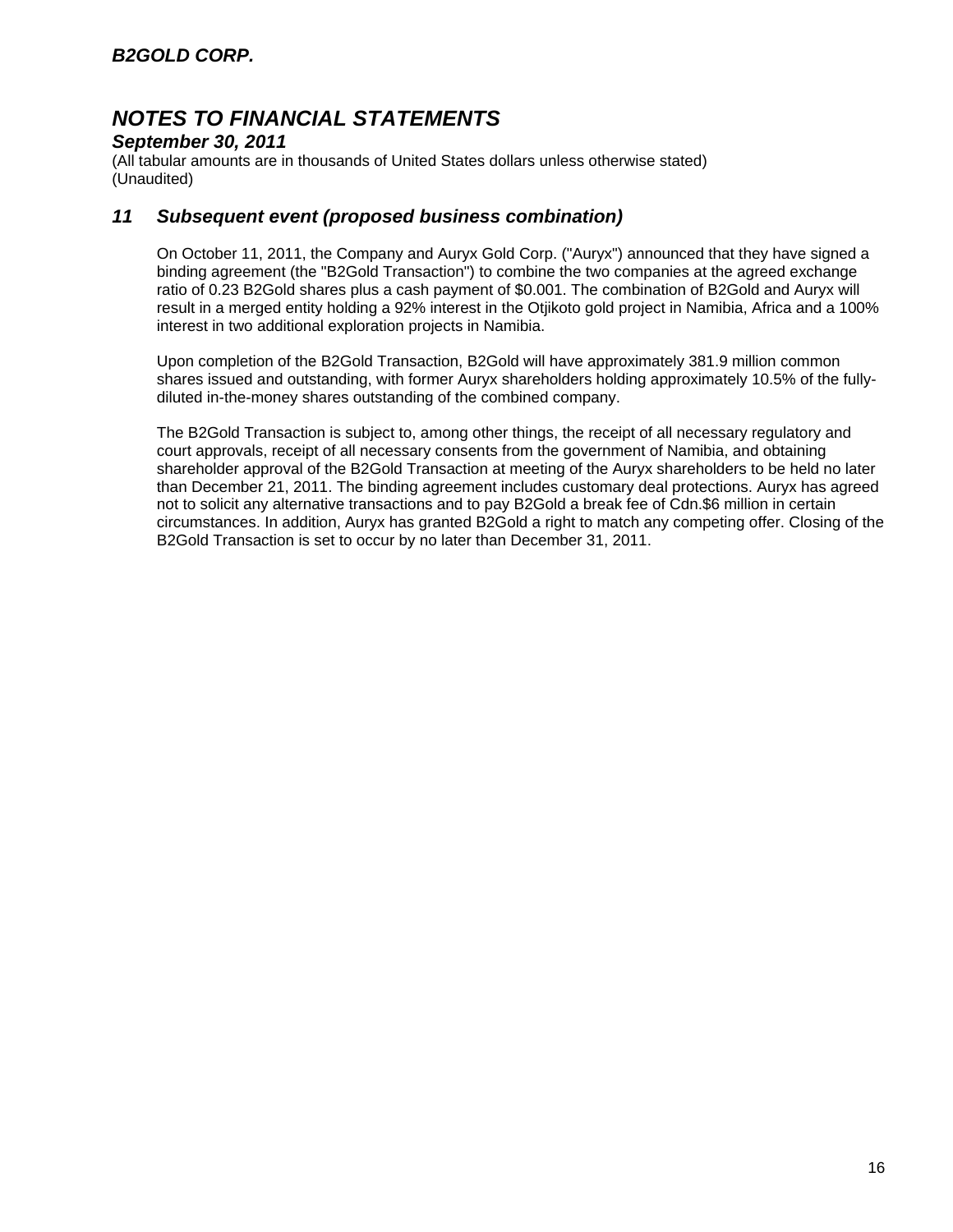# NOTES TO FINANCIAL STATEMENTS

## September 30, 2011

(All tabular amounts are in thousands of United States dollars unless otherwise stated)
(Unaudited)

## 11 Subsequent event (proposed business combination)

On October 11, 2011, the Company and Auryx Gold Corp. ("Auryx") announced that they have signed a binding agreement (the "B2Gold Transaction") to combine the two companies at the agreed exchange ratio of 0.23 B2Gold shares plus a cash payment of $0.001. The combination of B2Gold and Auryx will result in a merged entity holding a 92% interest in the Otjikoto gold project in Namibia, Africa and a 100% interest in two additional exploration projects in Namibia.

Upon completion of the B2Gold Transaction, B2Gold will have approximately 381.9 million common shares issued and outstanding, with former Auryx shareholders holding approximately 10.5% of the fully-diluted in-the-money shares outstanding of the combined company.

The B2Gold Transaction is subject to, among other things, the receipt of all necessary regulatory and court approvals, receipt of all necessary consents from the government of Namibia, and obtaining shareholder approval of the B2Gold Transaction at meeting of the Auryx shareholders to be held no later than December 21, 2011. The binding agreement includes customary deal protections. Auryx has agreed not to solicit any alternative transactions and to pay B2Gold a break fee of Cdn.$6 million in certain circumstances. In addition, Auryx has granted B2Gold a right to match any competing offer. Closing of the B2Gold Transaction is set to occur by no later than December 31, 2011.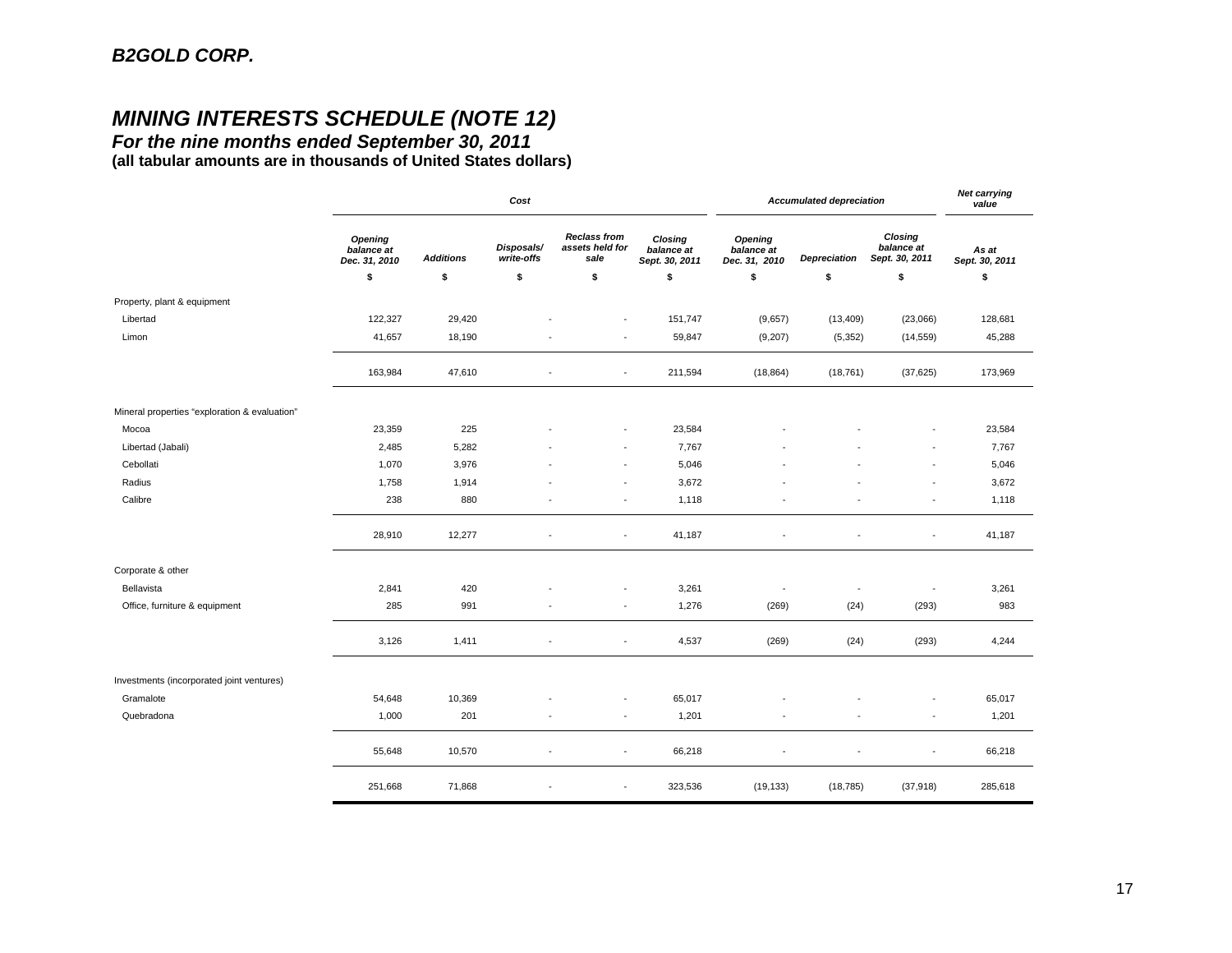***B2GOLD CORP.***

## *MINING INTERESTS SCHEDULE (NOTE 12)*

### *For the nine months ended September 30, 2011*

**(all tabular amounts are in thousands of United States dollars)**

| | Cost | | | | | Accumulated depreciation | | | Net carrying value |
|---|---|---|---|---|---|---|---|---|---|
| | Opening balance at Dec. 31, 2010 | Additions | Disposals/ write-offs | Reclass from assets held for sale | Closing balance at Sept. 30, 2011 | Opening balance at Dec. 31, 2010 | Depreciation | Closing balance at Sept. 30, 2011 | As at Sept. 30, 2011 |
| | $ | $ | $ | $ | $ | $ | $ | $ | $ |
| Property, plant & equipment | | | | | | | | | |
| Libertad | 122,327 | 29,420 | - | - | 151,747 | (9,657) | (13,409) | (23,066) | 128,681 |
| Limon | 41,657 | 18,190 | - | - | 59,847 | (9,207) | (5,352) | (14,559) | 45,288 |
| | 163,984 | 47,610 | - | - | 211,594 | (18,864) | (18,761) | (37,625) | 173,969 |
| Mineral properties "exploration & evaluation" | | | | | | | | | |
| Mocoa | 23,359 | 225 | - | - | 23,584 | - | - | - | 23,584 |
| Libertad (Jabali) | 2,485 | 5,282 | - | - | 7,767 | - | - | - | 7,767 |
| Cebollati | 1,070 | 3,976 | - | - | 5,046 | - | - | - | 5,046 |
| Radius | 1,758 | 1,914 | - | - | 3,672 | - | - | - | 3,672 |
| Calibre | 238 | 880 | - | - | 1,118 | - | - | - | 1,118 |
| | 28,910 | 12,277 | - | - | 41,187 | - | - | - | 41,187 |
| Corporate & other | | | | | | | | | |
| Bellavista | 2,841 | 420 | - | - | 3,261 | - | - | - | 3,261 |
| Office, furniture & equipment | 285 | 991 | - | - | 1,276 | (269) | (24) | (293) | 983 |
| | 3,126 | 1,411 | - | - | 4,537 | (269) | (24) | (293) | 4,244 |
| Investments (incorporated joint ventures) | | | | | | | | | |
| Gramalote | 54,648 | 10,369 | - | - | 65,017 | - | - | - | 65,017 |
| Quebradona | 1,000 | 201 | - | - | 1,201 | - | - | - | 1,201 |
| | 55,648 | 10,570 | - | - | 66,218 | - | - | - | 66,218 |
| | 251,668 | 71,868 | - | - | 323,536 | (19,133) | (18,785) | (37,918) | 285,618 |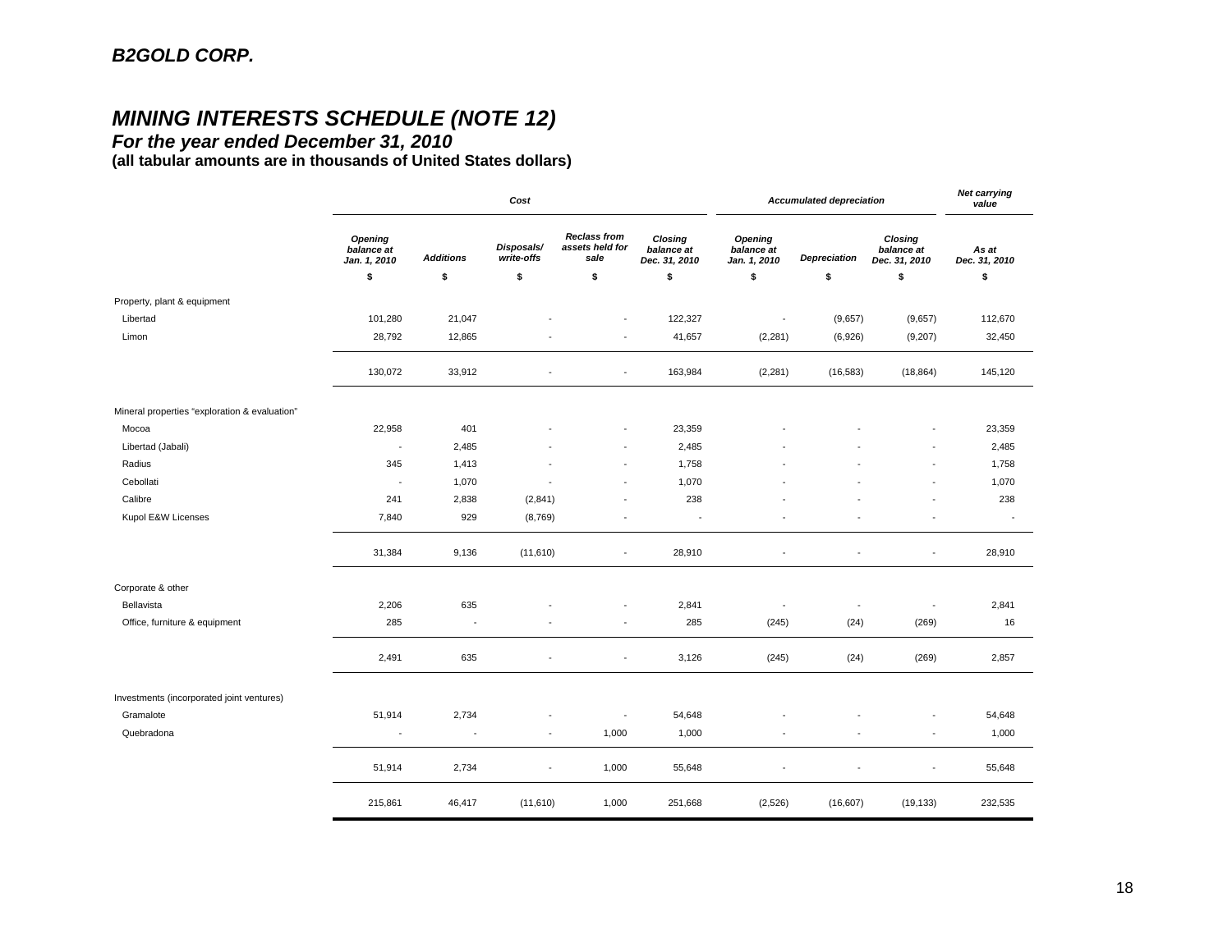# B2GOLD CORP.

## MINING INTERESTS SCHEDULE (NOTE 12)

### For the year ended December 31, 2010

**(all tabular amounts are in thousands of United States dollars)**

| | Cost | | | | | Accumulated depreciation | | | Net carrying value |
|---|---|---|---|---|---|---|---|---|---|
| | Opening balance at Jan. 1, 2010 | Additions | Disposals/ write-offs | Reclass from assets held for sale | Closing balance at Dec. 31, 2010 | Opening balance at Jan. 1, 2010 | Depreciation | Closing balance at Dec. 31, 2010 | As at Dec. 31, 2010 |
| | $ | $ | $ | $ | $ | $ | $ | $ | $ |
| Property, plant & equipment | | | | | | | | | |
| Libertad | 101,280 | 21,047 | - | - | 122,327 | - | (9,657) | (9,657) | 112,670 |
| Limon | 28,792 | 12,865 | - | - | 41,657 | (2,281) | (6,926) | (9,207) | 32,450 |
| | 130,072 | 33,912 | - | - | 163,984 | (2,281) | (16,583) | (18,864) | 145,120 |
| Mineral properties “exploration & evaluation” | | | | | | | | | |
| Mocoa | 22,958 | 401 | - | - | 23,359 | - | - | - | 23,359 |
| Libertad (Jabali) | - | 2,485 | - | - | 2,485 | - | - | - | 2,485 |
| Radius | 345 | 1,413 | - | - | 1,758 | - | - | - | 1,758 |
| Cebollati | - | 1,070 | - | - | 1,070 | - | - | - | 1,070 |
| Calibre | 241 | 2,838 | (2,841) | - | 238 | - | - | - | 238 |
| Kupol E&W Licenses | 7,840 | 929 | (8,769) | - | - | - | - | - | - |
| | 31,384 | 9,136 | (11,610) | - | 28,910 | - | - | - | 28,910 |
| Corporate & other | | | | | | | | | |
| Bellavista | 2,206 | 635 | - | - | 2,841 | - | - | - | 2,841 |
| Office, furniture & equipment | 285 | - | - | - | 285 | (245) | (24) | (269) | 16 |
| | 2,491 | 635 | - | - | 3,126 | (245) | (24) | (269) | 2,857 |
| Investments (incorporated joint ventures) | | | | | | | | | |
| Gramalote | 51,914 | 2,734 | - | - | 54,648 | - | - | - | 54,648 |
| Quebradona | - | - | - | 1,000 | 1,000 | - | - | - | 1,000 |
| | 51,914 | 2,734 | - | 1,000 | 55,648 | - | - | - | 55,648 |
| | 215,861 | 46,417 | (11,610) | 1,000 | 251,668 | (2,526) | (16,607) | (19,133) | 232,535 |